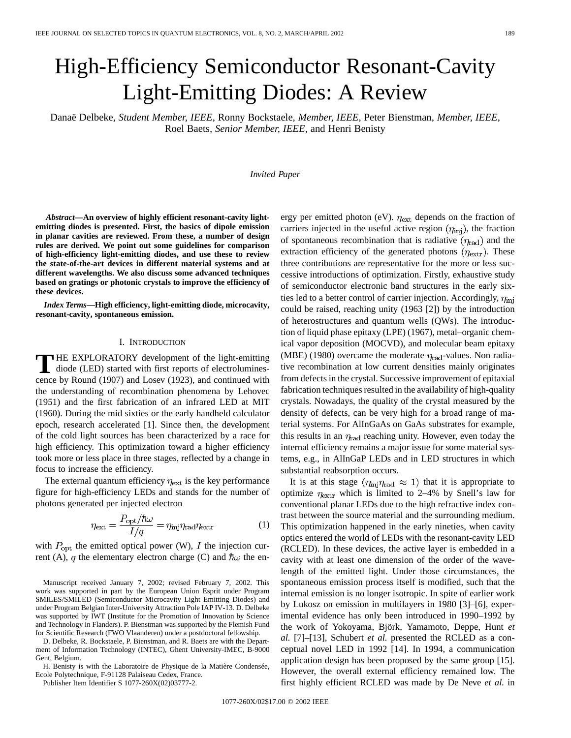# High-Efficiency Semiconductor Resonant-Cavity Light-Emitting Diodes: A Review

Danaë Delbeke, *Student Member, IEEE*, Ronny Bockstaele, *Member, IEEE*, Peter Bienstman, *Member, IEEE*, Roel Baets, *Senior Member, IEEE*, and Henri Benisty

*Invited Paper*

***Abstract*—An overview of highly efficient resonant-cavity light-emitting diodes is presented. First, the basics of dipole emission in planar cavities are reviewed. From these, a number of design rules are derived. We point out some guidelines for comparison of high-efficiency light-emitting diodes, and use these to review the state-of-the-art devices in different material systems and at different wavelengths. We also discuss some advanced techniques based on gratings or photonic crystals to improve the efficiency of these devices.**

***Index Terms*—High efficiency, light-emitting diode, microcavity, resonant-cavity, spontaneous emission.**

## I. Introduction

The exploratory development of the light-emitting diode (LED) started with first reports of electroluminescence by Round (1907) and Losev (1923), and continued with the understanding of recombination phenomena by Lehovec (1951) and the first fabrication of an infrared LED at MIT (1960). During the mid sixties or the early handheld calculator epoch, research accelerated [1]. Since then, the development of the cold light sources has been characterized by a race for high efficiency. This optimization toward a higher efficiency took more or less place in three stages, reflected by a change in focus to increase the efficiency.

The external quantum efficiency $\eta_{\mathrm{ext}}$ is the key performance figure for high-efficiency LEDs and stands for the number of photons generated per injected electron

$$\eta_{\mathrm{ext}} = \frac{P_{\mathrm{opt}}/\hbar\omega}{I/q} = \eta_{\mathrm{inj}}\eta_{\mathrm{rad}}\eta_{\mathrm{extr}} \tag{1}$$

with $P_{\mathrm{opt}}$ the emitted optical power (W), $I$ the injection current (A), $q$ the elementary electron charge (C) and $\hbar\omega$ the energy per emitted photon (eV). $\eta_{\mathrm{ext}}$ depends on the fraction of carriers injected in the useful active region ($\eta_{\mathrm{inj}}$), the fraction of spontaneous recombination that is radiative ($\eta_{\mathrm{rad}}$) and the extraction efficiency of the generated photons ($\eta_{\mathrm{extr}}$). These three contributions are representative for the more or less successive introductions of optimization. Firstly, exhaustive study of semiconductor electronic band structures in the early sixties led to a better control of carrier injection. Accordingly, $\eta_{\mathrm{inj}}$ could be raised, reaching unity (1963 [2]) by the introduction of heterostructures and quantum wells (QWs). The introduction of liquid phase epitaxy (LPE) (1967), metal–organic chemical vapor deposition (MOCVD), and molecular beam epitaxy (MBE) (1980) overcame the moderate $\eta_{\mathrm{rad}}$-values. Non radiative recombination at low current densities mainly originates from defects in the crystal. Successive improvement of epitaxial fabrication techniques resulted in the availability of high-quality crystals. Nowadays, the quality of the crystal measured by the density of defects, can be very high for a broad range of material systems. For AlInGaAs on GaAs substrates for example, this results in an $\eta_{\mathrm{rad}}$ reaching unity. However, even today the internal efficiency remains a major issue for some material systems, e.g., in AlInGaP LEDs and in LED structures in which substantial reabsorption occurs.

It is at this stage ($\eta_{\mathrm{inj}}\eta_{\mathrm{rad}} \approx 1$) that it is appropriate to optimize $\eta_{\mathrm{extr}}$ which is limited to 2–4% by Snell's law for conventional planar LEDs due to the high refractive index contrast between the source material and the surrounding medium. This optimization happened in the early nineties, when cavity optics entered the world of LEDs with the resonant-cavity LED (RCLED). In these devices, the active layer is embedded in a cavity with at least one dimension of the order of the wavelength of the emitted light. Under those circumstances, the spontaneous emission process itself is modified, such that the internal emission is no longer isotropic. In spite of earlier work by Lukosz on emission in multilayers in 1980 [3]–[6], experimental evidence has only been introduced in 1990–1992 by the work of Yokoyama, Björk, Yamamoto, Deppe, Hunt *et al.* [7]–[13], Schubert *et al.* presented the RCLED as a conceptual novel LED in 1992 [14]. In 1994, a communication application design has been proposed by the same group [15]. However, the overall external efficiency remained low. The first highly efficient RCLED was made by De Neve *et al.* in

Manuscript received January 7, 2002; revised February 7, 2002. This work was supported in part by the European Union Esprit under Program SMILES/SMILED (Semiconductor Microcavity Light Emitting Diodes) and under Program Belgian Inter-University Attraction Pole IAP IV-13. D. Delbeke was supported by IWT (Institute for the Promotion of Innovation by Science and Technology in Flanders). P. Bienstman was supported by the Flemish Fund for Scientific Research (FWO Vlaanderen) under a postdoctoral fellowship.

D. Delbeke, R. Bockstaele, P. Bienstman, and R. Baets are with the Department of Information Technology (INTEC), Ghent University-IMEC, B-9000 Gent, Belgium.

H. Benisty is with the Laboratoire de Physique de la Matière Condensée, Ecole Polytechnique, F-91128 Palaiseau Cedex, France.

Publisher Item Identifier S 1077-260X(02)03777-2.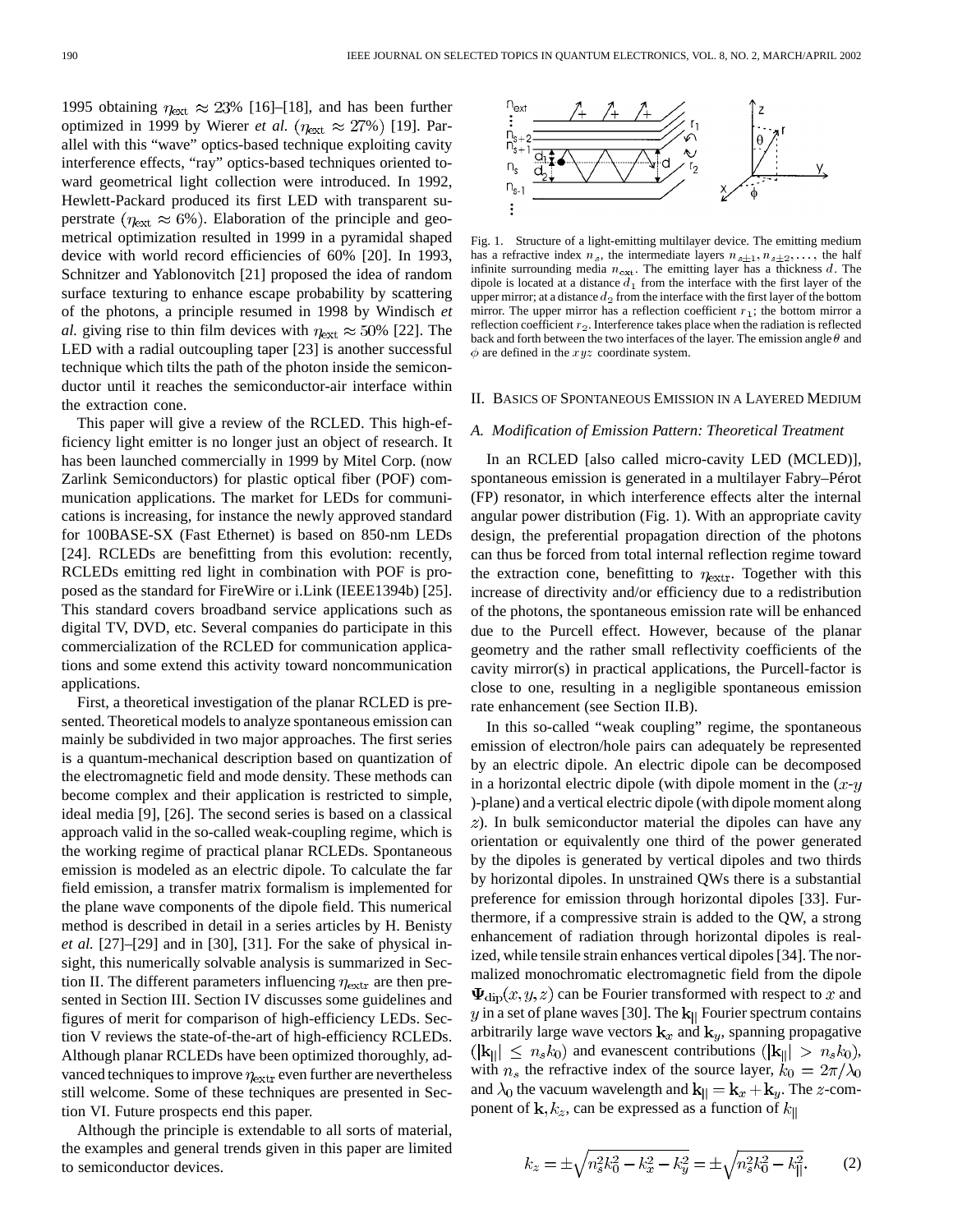1995 obtaining $\eta_{\text{ext}} \approx 23\%$ [16]–[18], and has been further optimized in 1999 by Wierer *et al.* ($\eta_{\text{ext}} \approx 27\%$) [19]. Parallel with this "wave" optics-based technique exploiting cavity interference effects, "ray" optics-based techniques oriented toward geometrical light collection were introduced. In 1992, Hewlett-Packard produced its first LED with transparent superstrate ($\eta_{\text{ext}} \approx 6\%$). Elaboration of the principle and geometrical optimization resulted in 1999 in a pyramidal shaped device with world record efficiencies of 60% [20]. In 1993, Schnitzer and Yablonovitch [21] proposed the idea of random surface texturing to enhance escape probability by scattering of the photons, a principle resumed in 1998 by Windisch *et al.* giving rise to thin film devices with $\eta_{\text{ext}} \approx 50\%$ [22]. The LED with a radial outcoupling taper [23] is another successful technique which tilts the path of the photon inside the semiconductor until it reaches the semiconductor-air interface within the extraction cone.

This paper will give a review of the RCLED. This high-efficiency light emitter is no longer just an object of research. It has been launched commercially in 1999 by Mitel Corp. (now Zarlink Semiconductors) for plastic optical fiber (POF) communication applications. The market for LEDs for communications is increasing, for instance the newly approved standard for 100BASE-SX (Fast Ethernet) is based on 850-nm LEDs [24]. RCLEDs are benefitting from this evolution: recently, RCLEDs emitting red light in combination with POF is proposed as the standard for FireWire or i.Link (IEEE1394b) [25]. This standard covers broadband service applications such as digital TV, DVD, etc. Several companies do participate in this commercialization of the RCLED for communication applications and some extend this activity toward noncommunication applications.

First, a theoretical investigation of the planar RCLED is presented. Theoretical models to analyze spontaneous emission can mainly be subdivided in two major approaches. The first series is a quantum-mechanical description based on quantization of the electromagnetic field and mode density. These methods can become complex and their application is restricted to simple, ideal media [9], [26]. The second series is based on a classical approach valid in the so-called weak-coupling regime, which is the working regime of practical planar RCLEDs. Spontaneous emission is modeled as an electric dipole. To calculate the far field emission, a transfer matrix formalism is implemented for the plane wave components of the dipole field. This numerical method is described in detail in a series articles by H. Benisty *et al.* [27]–[29] and in [30], [31]. For the sake of physical insight, this numerically solvable analysis is summarized in Section II. The different parameters influencing $\eta_{\text{extr}}$ are then presented in Section III. Section IV discusses some guidelines and figures of merit for comparison of high-efficiency LEDs. Section V reviews the state-of-the-art of high-efficiency RCLEDs. Although planar RCLEDs have been optimized thoroughly, advanced techniques to improve $\eta_{\text{extr}}$ even further are nevertheless still welcome. Some of these techniques are presented in Section VI. Future prospects end this paper.

Although the principle is extendable to all sorts of material, the examples and general trends given in this paper are limited to semiconductor devices.

Fig. 1. Structure of a light-emitting multilayer device. The emitting medium has a refractive index $n_s$, the intermediate layers $n_{s\pm1}, n_{s\pm2}, \ldots,$ the half infinite surrounding media $n_{\text{ext}}$. The emitting layer has a thickness $d$. The dipole is located at a distance $d_1$ from the interface with the first layer of the upper mirror; at a distance $d_2$ from the interface with the first layer of the bottom mirror. The upper mirror has a reflection coefficient $r_1$; the bottom mirror a reflection coefficient $r_2$. Interference takes place when the radiation is reflected back and forth between the two interfaces of the layer. The emission angle $\theta$ and $\phi$ are defined in the $xyz$ coordinate system.

## II. Basics of Spontaneous Emission in a Layered Medium

### A. Modification of Emission Pattern: Theoretical Treatment

In an RCLED [also called micro-cavity LED (MCLED)], spontaneous emission is generated in a multilayer Fabry–Pérot (FP) resonator, in which interference effects alter the internal angular power distribution (Fig. 1). With an appropriate cavity design, the preferential propagation direction of the photons can thus be forced from total internal reflection regime toward the extraction cone, benefitting to $\eta_{\text{extr}}$. Together with this increase of directivity and/or efficiency due to a redistribution of the photons, the spontaneous emission rate will be enhanced due to the Purcell effect. However, because of the planar geometry and the rather small reflectivity coefficients of the cavity mirror(s) in practical applications, the Purcell-factor is close to one, resulting in a negligible spontaneous emission rate enhancement (see Section II.B).

In this so-called "weak coupling" regime, the spontaneous emission of electron/hole pairs can adequately be represented by an electric dipole. An electric dipole can be decomposed in a horizontal electric dipole (with dipole moment in the ($x$-$y$)-plane) and a vertical electric dipole (with dipole moment along $z$). In bulk semiconductor material the dipoles can have any orientation or equivalently one third of the power generated by the dipoles is generated by vertical dipoles and two thirds by horizontal dipoles. In unstrained QWs there is a substantial preference for emission through horizontal dipoles [33]. Furthermore, if a compressive strain is added to the QW, a strong enhancement of radiation through horizontal dipoles is realized, while tensile strain enhances vertical dipoles [34]. The normalized monochromatic electromagnetic field from the dipole $\mathbf{\Psi}_{\text{dip}}(x, y, z)$ can be Fourier transformed with respect to $x$ and $y$ in a set of plane waves [30]. The $\mathbf{k}_{||}$ Fourier spectrum contains arbitrarily large wave vectors $\mathbf{k}_x$ and $\mathbf{k}_y$, spanning propagative ($|\mathbf{k}_{||}| \leq n_s k_0$) and evanescent contributions ($|\mathbf{k}_{||}| > n_s k_0$), with $n_s$ the refractive index of the source layer, $k_0 = 2\pi/\lambda_0$ and $\lambda_0$ the vacuum wavelength and $\mathbf{k}_{||} = \mathbf{k}_x + \mathbf{k}_y$. The $z$-component of $\mathbf{k}, k_z$, can be expressed as a function of $k_{||}$

$$k_z = \pm\sqrt{n_s^2 k_0^2 - k_x^2 - k_y^2} = \pm\sqrt{n_s^2 k_0^2 - k_{||}^2}. \tag{2}$$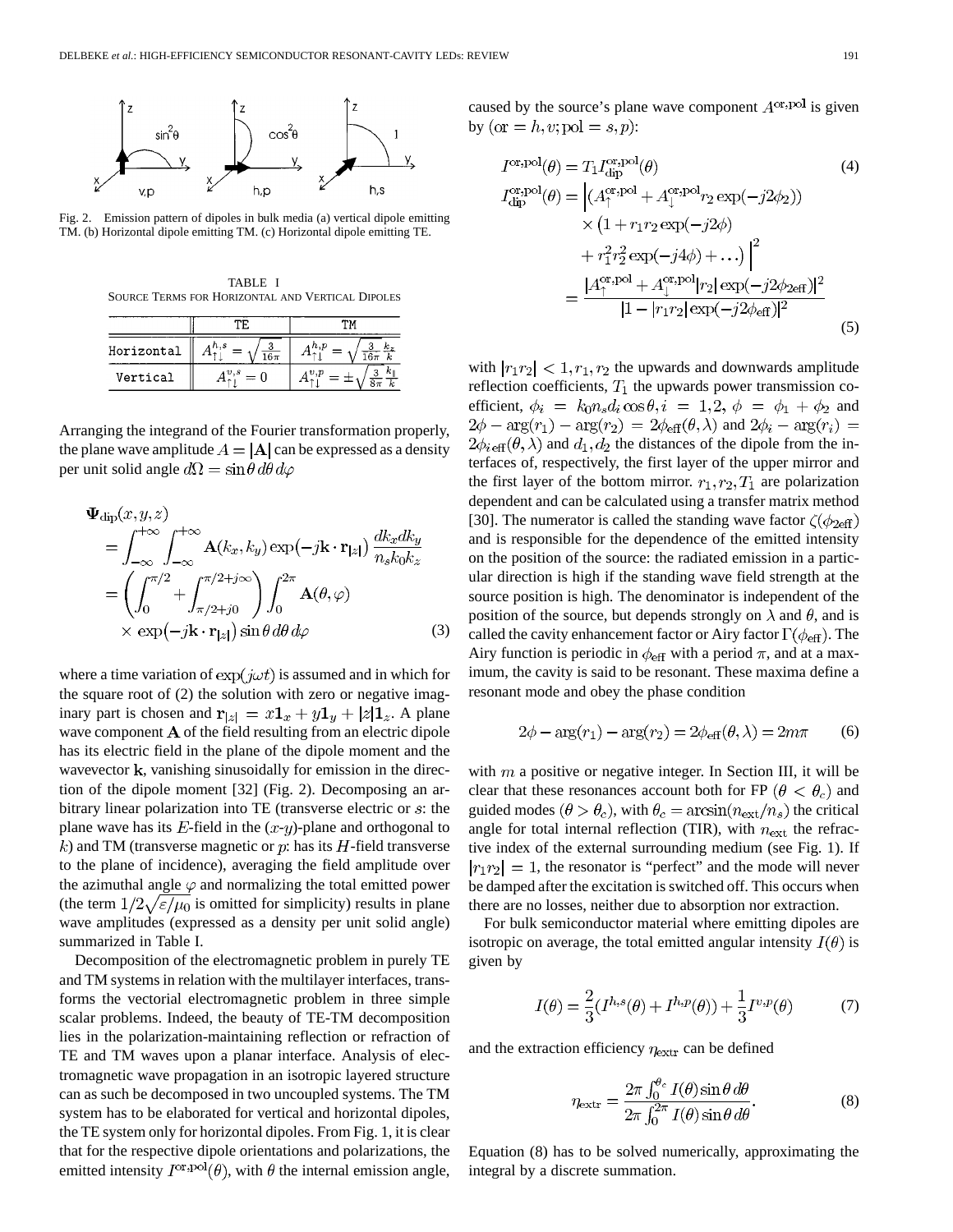Fig. 2. Emission pattern of dipoles in bulk media (a) vertical dipole emitting TM. (b) Horizontal dipole emitting TM. (c) Horizontal dipole emitting TE.

TABLE I
SOURCE TERMS FOR HORIZONTAL AND VERTICAL DIPOLES

| | TE | TM |
|---|---|---|
| Horizontal | $A^{h,s}_{\uparrow\downarrow} = \sqrt{\frac{3}{16\pi}}$ | $A^{h,p}_{\uparrow\downarrow} = \sqrt{\frac{3}{16\pi}}\frac{k_z}{k}$ |
| Vertical | $A^{v,s}_{\uparrow\downarrow} = 0$ | $A^{v,p}_{\uparrow\downarrow} = \pm\sqrt{\frac{3}{8\pi}}\frac{k_\parallel}{k}$ |

Arranging the integrand of the Fourier transformation properly, the plane wave amplitude $A = |\mathbf{A}|$ can be expressed as a density per unit solid angle $d\Omega = \sin\theta\, d\theta\, d\varphi$

$$\begin{aligned}
\mathbf{\Psi}_{\text{dip}}(x,y,z) &= \int_{-\infty}^{+\infty}\int_{-\infty}^{+\infty} \mathbf{A}(k_x,k_y)\exp(-j\mathbf{k}\cdot\mathbf{r}_{|z|})\,\frac{dk_x dk_y}{n_s k_0 k_z} \\
&= \left(\int_0^{\pi/2} + \int_{\pi/2+j0}^{\pi/2+j\infty}\right)\int_0^{2\pi} \mathbf{A}(\theta,\varphi) \\
&\quad \times \exp(-j\mathbf{k}\cdot\mathbf{r}_{|z|})\sin\theta\, d\theta\, d\varphi
\end{aligned} \tag{3}$$

where a time variation of $\exp(j\omega t)$ is assumed and in which for the square root of (2) the solution with zero or negative imaginary part is chosen and $\mathbf{r}_{|z|} = x\mathbf{1}_x + y\mathbf{1}_y + |z|\mathbf{1}_z$. A plane wave component $\mathbf{A}$ of the field resulting from an electric dipole has its electric field in the plane of the dipole moment and the wavevector $\mathbf{k}$, vanishing sinusoidally for emission in the direction of the dipole moment [32] (Fig. 2). Decomposing an arbitrary linear polarization into TE (transverse electric or $s$: the plane wave has its $E$-field in the $(x$-$y)$-plane and orthogonal to $k$) and TM (transverse magnetic or $p$: has its $H$-field transverse to the plane of incidence), averaging the field amplitude over the azimuthal angle $\varphi$ and normalizing the total emitted power (the term $1/2\sqrt{\varepsilon/\mu_0}$ is omitted for simplicity) results in plane wave amplitudes (expressed as a density per unit solid angle) summarized in Table I.

Decomposition of the electromagnetic problem in purely TE and TM systems in relation with the multilayer interfaces, transforms the vectorial electromagnetic problem in three simple scalar problems. Indeed, the beauty of TE-TM decomposition lies in the polarization-maintaining reflection or refraction of TE and TM waves upon a planar interface. Analysis of electromagnetic wave propagation in an isotropic layered structure can as such be decomposed in two uncoupled systems. The TM system has to be elaborated for vertical and horizontal dipoles, the TE system only for horizontal dipoles. From Fig. 1, it is clear that for the respective dipole orientations and polarizations, the emitted intensity $I^{\text{or,pol}}(\theta)$, with $\theta$ the internal emission angle, caused by the source's plane wave component $A^{\text{or,pol}}$ is given by $(\text{or} = h, v; \text{pol} = s, p)$:

$$I^{\text{or,pol}}(\theta) = T_1 I^{\text{or,pol}}_{\text{dip}}(\theta) \tag{4}$$

$$\begin{aligned}
I^{\text{or,pol}}_{\text{dip}}(\theta) &= \Big|(A^{\text{or,pol}}_{\uparrow} + A^{\text{or,pol}}_{\downarrow} r_2 \exp(-j2\phi_2)) \\
&\quad \times \big(1 + r_1 r_2 \exp(-j2\phi) \\
&\quad + r_1^2 r_2^2 \exp(-j4\phi) + \ldots\big)\Big|^2 \\
&= \frac{|A^{\text{or,pol}}_{\uparrow} + A^{\text{or,pol}}_{\downarrow}|r_2|\exp(-j2\phi_{2\text{eff}})|^2}{|1 - |r_1 r_2|\exp(-j2\phi_{\text{eff}})|^2}
\end{aligned} \tag{5}$$

with $|r_1 r_2| < 1, r_1, r_2$ the upwards and downwards amplitude reflection coefficients, $T_1$ the upwards power transmission coefficient, $\phi_i = k_0 n_s d_i \cos\theta, i = 1,2,\ \phi = \phi_1 + \phi_2$ and $2\phi - \arg(r_1) - \arg(r_2) = 2\phi_{\text{eff}}(\theta,\lambda)$ and $2\phi_i - \arg(r_i) = 2\phi_{i\,\text{eff}}(\theta,\lambda)$ and $d_1, d_2$ the distances of the dipole from the interfaces of, respectively, the first layer of the upper mirror and the first layer of the bottom mirror. $r_1, r_2, T_1$ are polarization dependent and can be calculated using a transfer matrix method [30]. The numerator is called the standing wave factor $\zeta(\phi_{2\text{eff}})$ and is responsible for the dependence of the emitted intensity on the position of the source: the radiated emission in a particular direction is high if the standing wave field strength at the source position is high. The denominator is independent of the position of the source, but depends strongly on $\lambda$ and $\theta$, and is called the cavity enhancement factor or Airy factor $\Gamma(\phi_{\text{eff}})$. The Airy function is periodic in $\phi_{\text{eff}}$ with a period $\pi$, and at a maximum, the cavity is said to be resonant. These maxima define a resonant mode and obey the phase condition

$$2\phi - \arg(r_1) - \arg(r_2) = 2\phi_{\text{eff}}(\theta,\lambda) = 2m\pi \tag{6}$$

with $m$ a positive or negative integer. In Section III, it will be clear that these resonances account both for FP $(\theta < \theta_c)$ and guided modes $(\theta > \theta_c)$, with $\theta_c = \arcsin(n_{\text{ext}}/n_s)$ the critical angle for total internal reflection (TIR), with $n_{\text{ext}}$ the refractive index of the external surrounding medium (see Fig. 1). If $|r_1 r_2| = 1$, the resonator is "perfect" and the mode will never be damped after the excitation is switched off. This occurs when there are no losses, neither due to absorption nor extraction.

For bulk semiconductor material where emitting dipoles are isotropic on average, the total emitted angular intensity $I(\theta)$ is given by

$$I(\theta) = \frac{2}{3}(I^{h,s}(\theta) + I^{h,p}(\theta)) + \frac{1}{3}I^{v,p}(\theta) \tag{7}$$

and the extraction efficiency $\eta_{\text{extr}}$ can be defined

$$\eta_{\text{extr}} = \frac{2\pi\int_0^{\theta_c} I(\theta)\sin\theta\, d\theta}{2\pi\int_0^{2\pi} I(\theta)\sin\theta\, d\theta}. \tag{8}$$

Equation (8) has to be solved numerically, approximating the integral by a discrete summation.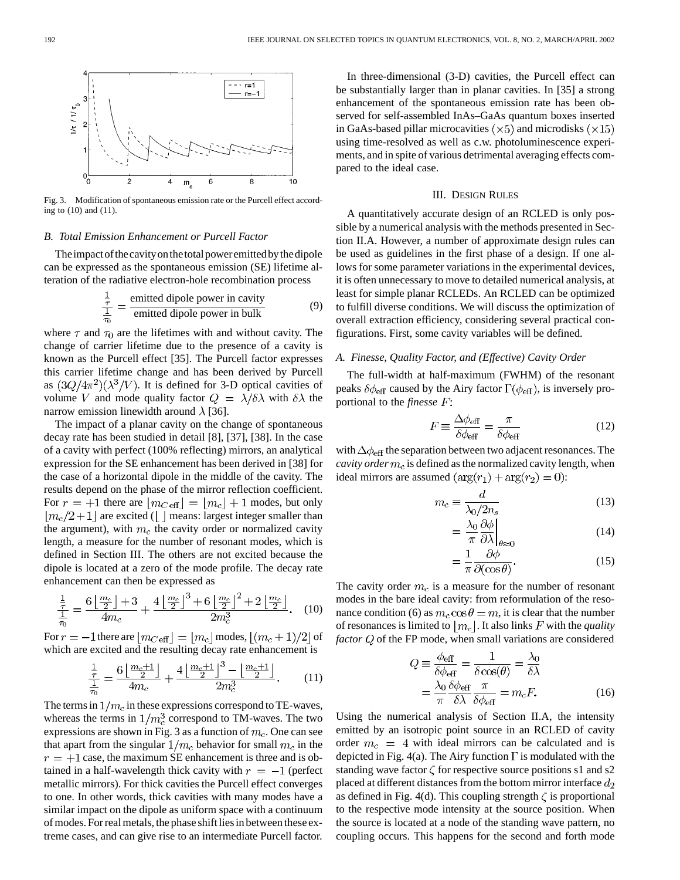Fig. 3. Modification of spontaneous emission rate or the Purcell effect according to (10) and (11).

### B. Total Emission Enhancement or Purcell Factor

The impact of the cavity on the total power emitted by the dipole can be expressed as the spontaneous emission (SE) lifetime alteration of the radiative electron-hole recombination process

$$\frac{\frac{1}{\tau}}{\frac{1}{\tau_0}} = \frac{\text{emitted dipole power in cavity}}{\text{emitted dipole power in bulk}} \tag{9}$$

where $\tau$ and $\tau_0$ are the lifetimes with and without cavity. The change of carrier lifetime due to the presence of a cavity is known as the Purcell effect [35]. The Purcell factor expresses this carrier lifetime change and has been derived by Purcell as $(3Q/4\pi^2)(\lambda^3/V)$. It is defined for 3-D optical cavities of volume $V$ and mode quality factor $Q = \lambda/\delta\lambda$ with $\delta\lambda$ the narrow emission linewidth around $\lambda$ [36].

The impact of a planar cavity on the change of spontaneous decay rate has been studied in detail [8], [37], [38]. In the case of a cavity with perfect (100% reflecting) mirrors, an analytical expression for the SE enhancement has been derived in [38] for the case of a horizontal dipole in the middle of the cavity. The results depend on the phase of the mirror reflection coefficient. For $r = +1$ there are $\lfloor m_{C\,\text{eff}} \rfloor = \lfloor m_c \rfloor + 1$ modes, but only $\lfloor m_c/2 + 1 \rfloor$ are excited ($\lfloor\ \rfloor$ means: largest integer smaller than the argument), with $m_c$ the cavity order or normalized cavity length, a measure for the number of resonant modes, which is defined in Section III. The others are not excited because the dipole is located at a zero of the mode profile. The decay rate enhancement can then be expressed as

$$\frac{\frac{1}{\tau}}{\frac{1}{\tau_0}} = \frac{6\left\lfloor \frac{m_c}{2} \right\rfloor + 3}{4m_c} + \frac{4\left\lfloor \frac{m_c}{2} \right\rfloor^3 + 6\left\lfloor \frac{m_c}{2} \right\rfloor^2 + 2\left\lfloor \frac{m_c}{2} \right\rfloor}{2m_c^3}. \tag{10}$$

For $r = -1$ there are $\lfloor m_{C\,\text{eff}} \rfloor = \lfloor m_c \rfloor$ modes, $\lfloor (m_c + 1)/2 \rfloor$ of which are excited and the resulting decay rate enhancement is

$$\frac{\frac{1}{\tau}}{\frac{1}{\tau_0}} = \frac{6\left\lfloor \frac{m_c+1}{2} \right\rfloor}{4m_c} + \frac{4\left\lfloor \frac{m_c+1}{2} \right\rfloor^3 - \left\lfloor \frac{m_c+1}{2} \right\rfloor}{2m_c^3}. \tag{11}$$

The terms in $1/m_c$ in these expressions correspond to TE-waves, whereas the terms in $1/m_c^3$ correspond to TM-waves. The two expressions are shown in Fig. 3 as a function of $m_c$. One can see that apart from the singular $1/m_c$ behavior for small $m_c$ in the $r = +1$ case, the maximum SE enhancement is three and is obtained in a half-wavelength thick cavity with $r = -1$ (perfect metallic mirrors). For thick cavities the Purcell effect converges to one. In other words, thick cavities with many modes have a similar impact on the dipole as uniform space with a continuum of modes. For real metals, the phase shift lies in between these extreme cases, and can give rise to an intermediate Purcell factor.

In three-dimensional (3-D) cavities, the Purcell effect can be substantially larger than in planar cavities. In [35] a strong enhancement of the spontaneous emission rate has been observed for self-assembled InAs–GaAs quantum boxes inserted in GaAs-based pillar microcavities ($\times 5$) and microdisks ($\times 15$) using time-resolved as well as c.w. photoluminescence experiments, and in spite of various detrimental averaging effects compared to the ideal case.

## III. Design Rules

A quantitatively accurate design of an RCLED is only possible by a numerical analysis with the methods presented in Section II.A. However, a number of approximate design rules can be used as guidelines in the first phase of a design. If one allows for some parameter variations in the experimental devices, it is often unnecessary to move to detailed numerical analysis, at least for simple planar RCLEDs. An RCLED can be optimized to fulfill diverse conditions. We will discuss the optimization of overall extraction efficiency, considering several practical configurations. First, some cavity variables will be defined.

### A. Finesse, Quality Factor, and (Effective) Cavity Order

The full-width at half-maximum (FWHM) of the resonant peaks $\delta\phi_{\text{eff}}$ caused by the Airy factor $\Gamma(\phi_{\text{eff}})$, is inversely proportional to the *finesse* $F$:

$$F \equiv \frac{\Delta\phi_{\text{eff}}}{\delta\phi_{\text{eff}}} = \frac{\pi}{\delta\phi_{\text{eff}}} \tag{12}$$

with $\Delta\phi_{\text{eff}}$ the separation between two adjacent resonances. The *cavity order* $m_c$ is defined as the normalized cavity length, when ideal mirrors are assumed $(\arg(r_1) + \arg(r_2) = 0)$:

$$m_c \equiv \frac{d}{\lambda_0/2n_s} \tag{13}$$

$$= \frac{\lambda_0}{\pi}\frac{\partial\phi}{\partial\lambda}\bigg|_{\theta\approx 0} \tag{14}$$

$$= \frac{1}{\pi}\frac{\partial\phi}{\partial(\cos\theta)}. \tag{15}$$

The cavity order $m_c$ is a measure for the number of resonant modes in the bare ideal cavity: from reformulation of the resonance condition (6) as $m_c \cos\theta = m$, it is clear that the number of resonances is limited to $\lfloor m_c \rfloor$. It also links $F$ with the *quality factor* $Q$ of the FP mode, when small variations are considered

$$Q \equiv \frac{\phi_{\text{eff}}}{\delta\phi_{\text{eff}}} = \frac{1}{\delta\cos(\theta)} = \frac{\lambda_0}{\delta\lambda}$$
$$= \frac{\lambda_0}{\pi}\frac{\delta\phi_{\text{eff}}}{\delta\lambda}\frac{\pi}{\delta\phi_{\text{eff}}} = m_c F. \tag{16}$$

Using the numerical analysis of Section II.A, the intensity emitted by an isotropic point source in an RCLED of cavity order $m_c = 4$ with ideal mirrors can be calculated and is depicted in Fig. 4(a). The Airy function $\Gamma$ is modulated with the standing wave factor $\zeta$ for respective source positions s1 and s2 placed at different distances from the bottom mirror interface $d_2$ as defined in Fig. 4(d). This coupling strength $\zeta$ is proportional to the respective mode intensity at the source position. When the source is located at a node of the standing wave pattern, no coupling occurs. This happens for the second and forth mode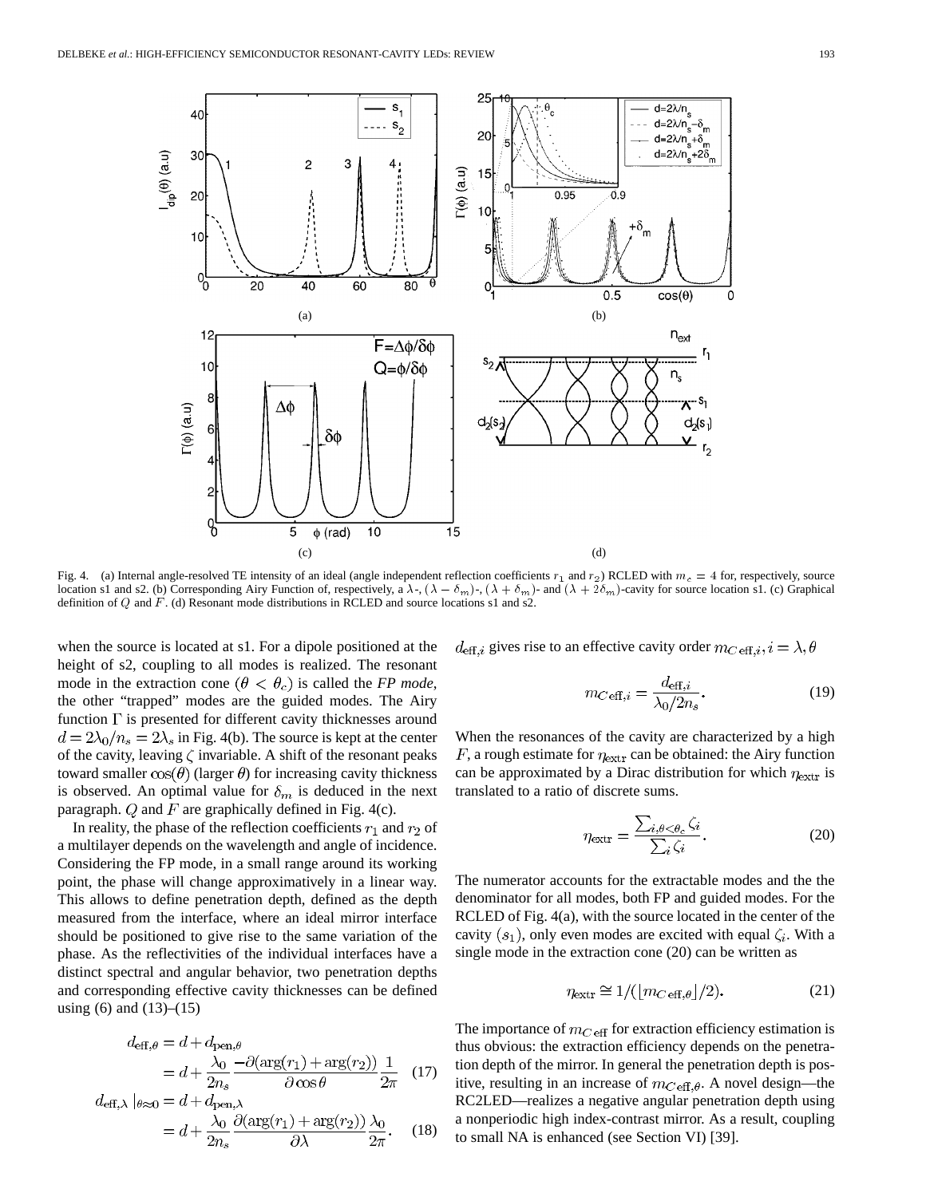Fig. 4. (a) Internal angle-resolved TE intensity of an ideal (angle independent reflection coefficients $r_1$ and $r_2$) RCLED with $m_c = 4$ for, respectively, source location s1 and s2. (b) Corresponding Airy Function of, respectively, a $\lambda$-, $(\lambda - \delta_m)$-, $(\lambda + \delta_m)$- and $(\lambda + 2\delta_m)$-cavity for source location s1. (c) Graphical definition of $Q$ and $F$. (d) Resonant mode distributions in RCLED and source locations s1 and s2.

when the source is located at s1. For a dipole positioned at the height of s2, coupling to all modes is realized. The resonant mode in the extraction cone ($\theta < \theta_c$) is called the *FP mode*, the other "trapped" modes are the guided modes. The Airy function $\Gamma$ is presented for different cavity thicknesses around $d = 2\lambda_0/n_s = 2\lambda_s$ in Fig. 4(b). The source is kept at the center of the cavity, leaving $\zeta$ invariable. A shift of the resonant peaks toward smaller $\cos(\theta)$ (larger $\theta$) for increasing cavity thickness is observed. An optimal value for $\delta_m$ is deduced in the next paragraph. $Q$ and $F$ are graphically defined in Fig. 4(c).

In reality, the phase of the reflection coefficients $r_1$ and $r_2$ of a multilayer depends on the wavelength and angle of incidence. Considering the FP mode, in a small range around its working point, the phase will change approximately in a linear way. This allows to define penetration depth, defined as the depth measured from the interface, where an ideal mirror interface should be positioned to give rise to the same variation of the phase. As the reflectivities of the individual interfaces have a distinct spectral and angular behavior, two penetration depths and corresponding effective cavity thicknesses can be defined using (6) and (13)–(15)

$$d_{\mathrm{eff},\theta} = d + d_{\mathrm{pen},\theta} = d + \frac{\lambda_0}{2n_s}\frac{-\partial(\arg(r_1)+\arg(r_2))}{\partial\cos\theta}\frac{1}{2\pi} \quad (17)$$

$$d_{\mathrm{eff},\lambda}\,|_{\theta\approx 0} = d + d_{\mathrm{pen},\lambda} = d + \frac{\lambda_0}{2n_s}\frac{\partial(\arg(r_1)+\arg(r_2))}{\partial\lambda}\frac{\lambda_0}{2\pi}. \quad (18)$$

$d_{\mathrm{eff},i}$ gives rise to an effective cavity order $m_{C\,\mathrm{eff},i}, i = \lambda, \theta$

$$m_{C\,\mathrm{eff},i} = \frac{d_{\mathrm{eff},i}}{\lambda_0/2n_s}. \quad (19)$$

When the resonances of the cavity are characterized by a high $F$, a rough estimate for $\eta_{\mathrm{extr}}$ can be obtained: the Airy function can be approximated by a Dirac distribution for which $\eta_{\mathrm{extr}}$ is translated to a ratio of discrete sums.

$$\eta_{\mathrm{extr}} = \frac{\sum_{i,\theta<\theta_c}\zeta_i}{\sum_i \zeta_i}. \quad (20)$$

The numerator accounts for the extractable modes and the the denominator for all modes, both FP and guided modes. For the RCLED of Fig. 4(a), with the source located in the center of the cavity $(s_1)$, only even modes are excited with equal $\zeta_i$. With a single mode in the extraction cone (20) can be written as

$$\eta_{\mathrm{extr}} \cong 1/(\lfloor m_{C\,\mathrm{eff},\theta}\rfloor/2). \quad (21)$$

The importance of $m_{C\,\mathrm{eff}}$ for extraction efficiency estimation is thus obvious: the extraction efficiency depends on the penetration depth of the mirror. In general the penetration depth is positive, resulting in an increase of $m_{C\,\mathrm{eff},\theta}$. A novel design—the RC2LED—realizes a negative angular penetration depth using a nonperiodic high index-contrast mirror. As a result, coupling to small NA is enhanced (see Section VI) [39].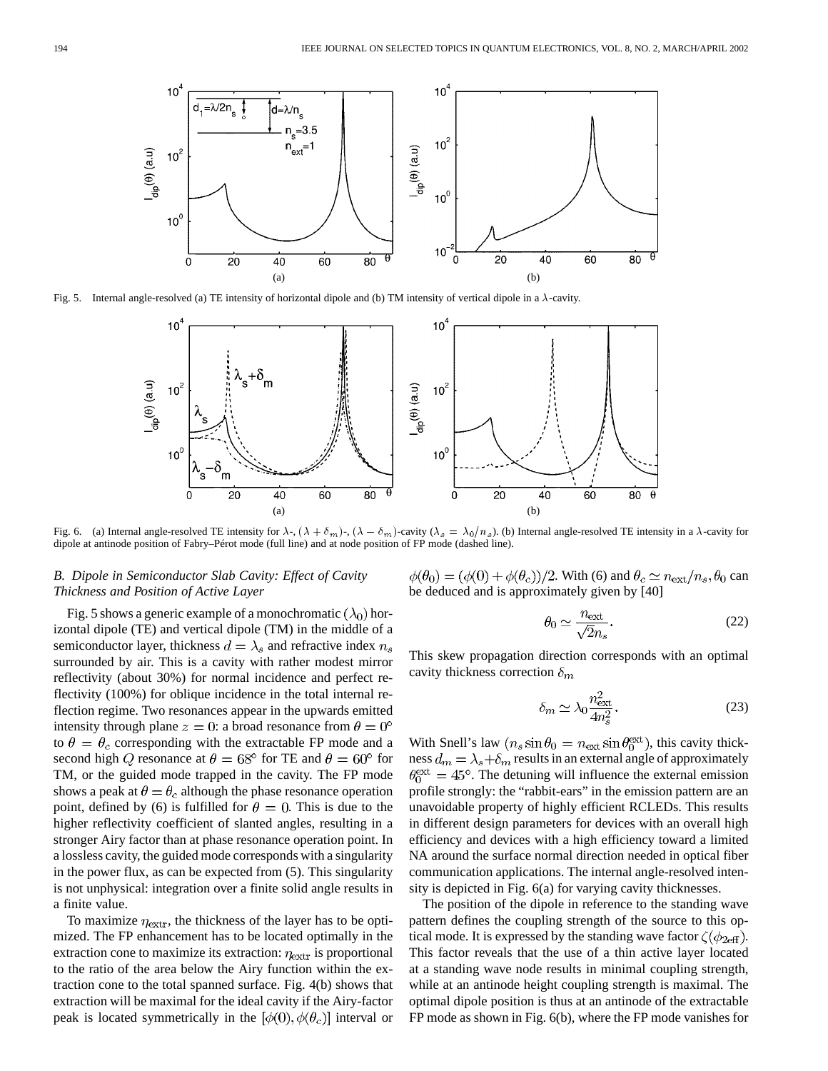Fig. 5. Internal angle-resolved (a) TE intensity of horizontal dipole and (b) TM intensity of vertical dipole in a $\lambda$-cavity.

Fig. 6. (a) Internal angle-resolved TE intensity for $\lambda$-, $(\lambda + \delta_m)$-, $(\lambda - \delta_m)$-cavity $(\lambda_s = \lambda_0/n_s)$. (b) Internal angle-resolved TE intensity in a $\lambda$-cavity for dipole at antinode position of Fabry–Pérot mode (full line) and at node position of FP mode (dashed line).

### B. Dipole in Semiconductor Slab Cavity: Effect of Cavity Thickness and Position of Active Layer

Fig. 5 shows a generic example of a monochromatic $(\lambda_0)$ horizontal dipole (TE) and vertical dipole (TM) in the middle of a semiconductor layer, thickness $d = \lambda_s$ and refractive index $n_s$ surrounded by air. This is a cavity with rather modest mirror reflectivity (about 30%) for normal incidence and perfect reflectivity (100%) for oblique incidence in the total internal reflection regime. Two resonances appear in the upwards emitted intensity through plane $z = 0$: a broad resonance from $\theta = 0°$ to $\theta = \theta_c$ corresponding with the extractable FP mode and a second high $Q$ resonance at $\theta = 68°$ for TE and $\theta = 60°$ for TM, or the guided mode trapped in the cavity. The FP mode shows a peak at $\theta = \theta_c$ although the phase resonance operation point, defined by (6) is fulfilled for $\theta = 0$. This is due to the higher reflectivity coefficient of slanted angles, resulting in a stronger Airy factor than at phase resonance operation point. In a lossless cavity, the guided mode corresponds with a singularity in the power flux, as can be expected from (5). This singularity is not unphysical: integration over a finite solid angle results in a finite value.

To maximize $\eta_{\rm extr}$, the thickness of the layer has to be optimized. The FP enhancement has to be located optimally in the extraction cone to maximize its extraction: $\eta_{\rm extr}$ is proportional to the ratio of the area below the Airy function within the extraction cone to the total spanned surface. Fig. 4(b) shows that extraction will be maximal for the ideal cavity if the Airy-factor peak is located symmetrically in the $[\phi(0), \phi(\theta_c)]$ interval or $\phi(\theta_0) = (\phi(0) + \phi(\theta_c))/2$. With (6) and $\theta_c \simeq n_{\rm ext}/n_s, \theta_0$ can be deduced and is approximately given by [40]

$$\theta_0 \simeq \frac{n_{\rm ext}}{\sqrt{2}n_s}. \tag{22}$$

This skew propagation direction corresponds with an optimal cavity thickness correction $\delta_m$

$$\delta_m \simeq \lambda_0 \frac{n_{\rm ext}^2}{4n_s^2}. \tag{23}$$

With Snell's law $(n_s \sin\theta_0 = n_{\rm ext} \sin\theta_0^{\rm ext})$, this cavity thickness $d_m = \lambda_s + \delta_m$ results in an external angle of approximately $\theta_0^{\rm ext} = 45°$. The detuning will influence the external emission profile strongly: the "rabbit-ears" in the emission pattern are an unavoidable property of highly efficient RCLEDs. This results in different design parameters for devices with an overall high efficiency and devices with a high efficiency toward a limited NA around the surface normal direction needed in optical fiber communication applications. The internal angle-resolved intensity is depicted in Fig. 6(a) for varying cavity thicknesses.

The position of the dipole in reference to the standing wave pattern defines the coupling strength of the source to this optical mode. It is expressed by the standing wave factor $\zeta(\phi_{2\rm eff})$. This factor reveals that the use of a thin active layer located at a standing wave node results in minimal coupling strength, while at an antinode height coupling strength is maximal. The optimal dipole position is thus at an antinode of the extractable FP mode as shown in Fig. 6(b), where the FP mode vanishes for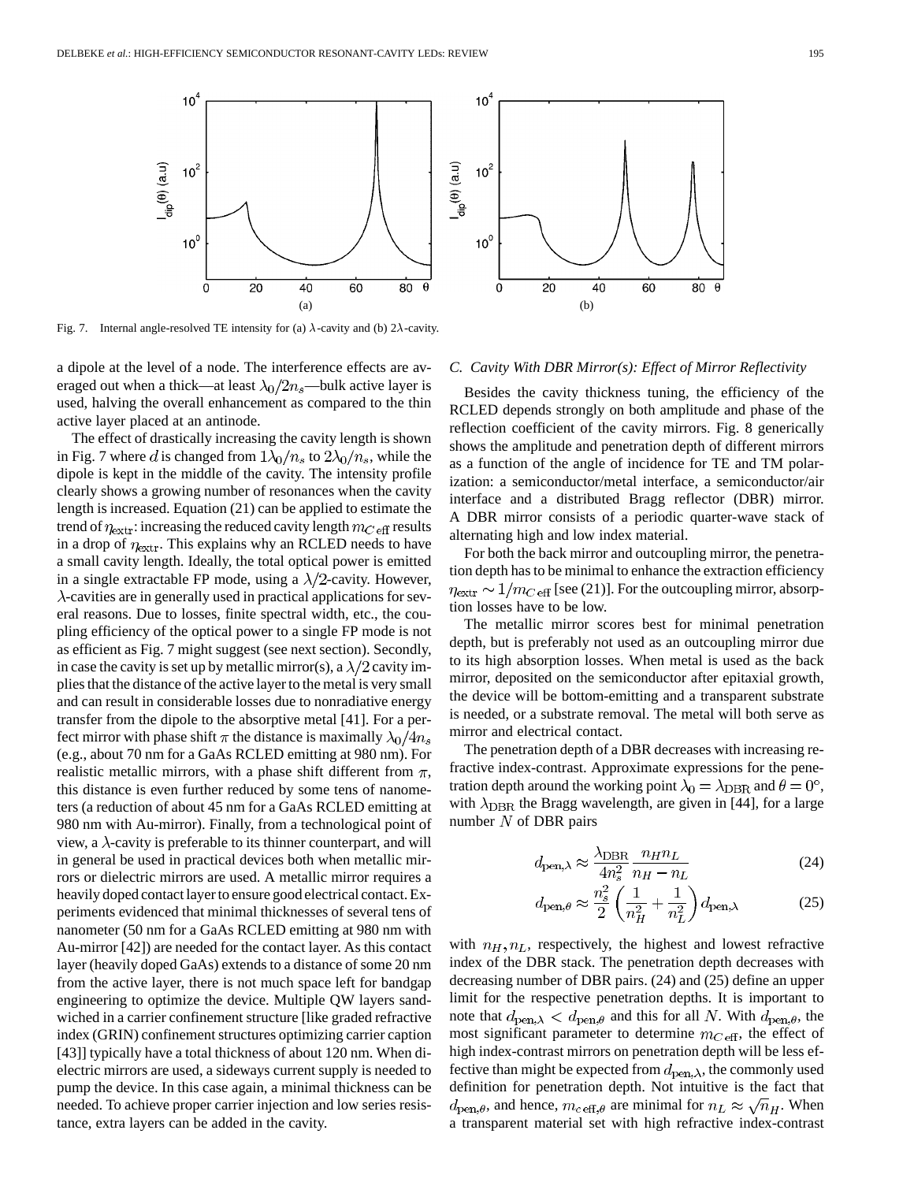Fig. 7. Internal angle-resolved TE intensity for (a) $\lambda$-cavity and (b) $2\lambda$-cavity.

a dipole at the level of a node. The interference effects are averaged out when a thick—at least $\lambda_0/2n_s$—bulk active layer is used, halving the overall enhancement as compared to the thin active layer placed at an antinode.

The effect of drastically increasing the cavity length is shown in Fig. 7 where $d$ is changed from $1\lambda_0/n_s$ to $2\lambda_0/n_s$, while the dipole is kept in the middle of the cavity. The intensity profile clearly shows a growing number of resonances when the cavity length is increased. Equation (21) can be applied to estimate the trend of $\eta_{\text{extr}}$: increasing the reduced cavity length $m_{C\,\text{eff}}$ results in a drop of $\eta_{\text{extr}}$. This explains why an RCLED needs to have a small cavity length. Ideally, the total optical power is emitted in a single extractable FP mode, using a $\lambda/2$-cavity. However, $\lambda$-cavities are in generally used in practical applications for several reasons. Due to losses, finite spectral width, etc., the coupling efficiency of the optical power to a single FP mode is not as efficient as Fig. 7 might suggest (see next section). Secondly, in case the cavity is set up by metallic mirror(s), a $\lambda/2$ cavity implies that the distance of the active layer to the metal is very small and can result in considerable losses due to nonradiative energy transfer from the dipole to the absorptive metal [41]. For a perfect mirror with phase shift $\pi$ the distance is maximally $\lambda_0/4n_s$ (e.g., about 70 nm for a GaAs RCLED emitting at 980 nm). For realistic metallic mirrors, with a phase shift different from $\pi$, this distance is even further reduced by some tens of nanometers (a reduction of about 45 nm for a GaAs RCLED emitting at 980 nm with Au-mirror). Finally, from a technological point of view, a $\lambda$-cavity is preferable to its thinner counterpart, and will in general be used in practical devices both when metallic mirrors or dielectric mirrors are used. A metallic mirror requires a heavily doped contact layer to ensure good electrical contact. Experiments evidenced that minimal thicknesses of several tens of nanometer (50 nm for a GaAs RCLED emitting at 980 nm with Au-mirror [42]) are needed for the contact layer. As this contact layer (heavily doped GaAs) extends to a distance of some 20 nm from the active layer, there is not much space left for bandgap engineering to optimize the device. Multiple QW layers sandwiched in a carrier confinement structure [like graded refractive index (GRIN) confinement structures optimizing carrier caption [43]] typically have a total thickness of about 120 nm. When dielectric mirrors are used, a sideways current supply is needed to pump the device. In this case again, a minimal thickness can be needed. To achieve proper carrier injection and low series resistance, extra layers can be added in the cavity.

### C. Cavity With DBR Mirror(s): Effect of Mirror Reflectivity

Besides the cavity thickness tuning, the efficiency of the RCLED depends strongly on both amplitude and phase of the reflection coefficient of the cavity mirrors. Fig. 8 generically shows the amplitude and penetration depth of different mirrors as a function of the angle of incidence for TE and TM polarization: a semiconductor/metal interface, a semiconductor/air interface and a distributed Bragg reflector (DBR) mirror. A DBR mirror consists of a periodic quarter-wave stack of alternating high and low index material.

For both the back mirror and outcoupling mirror, the penetration depth has to be minimal to enhance the extraction efficiency $\eta_{\text{extr}} \sim 1/m_{C\,\text{eff}}$ [see (21)]. For the outcoupling mirror, absorption losses have to be low.

The metallic mirror scores best for minimal penetration depth, but is preferably not used as an outcoupling mirror due to its high absorption losses. When metal is used as the back mirror, deposited on the semiconductor after epitaxial growth, the device will be bottom-emitting and a transparent substrate is needed, or a substrate removal. The metal will both serve as mirror and electrical contact.

The penetration depth of a DBR decreases with increasing refractive index-contrast. Approximate expressions for the penetration depth around the working point $\lambda_0 = \lambda_{\text{DBR}}$ and $\theta = 0°$, with $\lambda_{\text{DBR}}$ the Bragg wavelength, are given in [44], for a large number $N$ of DBR pairs

$$d_{\text{pen},\lambda} \approx \frac{\lambda_{\text{DBR}}}{4n_s^2}\,\frac{n_H n_L}{n_H - n_L} \tag{24}$$

$$d_{\text{pen},\theta} \approx \frac{n_s^2}{2}\left(\frac{1}{n_H^2} + \frac{1}{n_L^2}\right) d_{\text{pen},\lambda} \tag{25}$$

with $n_H, n_L$, respectively, the highest and lowest refractive index of the DBR stack. The penetration depth decreases with decreasing number of DBR pairs. (24) and (25) define an upper limit for the respective penetration depths. It is important to note that $d_{\text{pen},\lambda} < d_{\text{pen},\theta}$ and this for all $N$. With $d_{\text{pen},\theta}$, the most significant parameter to determine $m_{C\,\text{eff}}$, the effect of high index-contrast mirrors on penetration depth will be less effective than might be expected from $d_{\text{pen},\lambda}$, the commonly used definition for penetration depth. Not intuitive is the fact that $d_{\text{pen},\theta}$, and hence, $m_{c\,\text{eff},\theta}$ are minimal for $n_L \approx \sqrt{n_H}$. When a transparent material set with high refractive index-contrast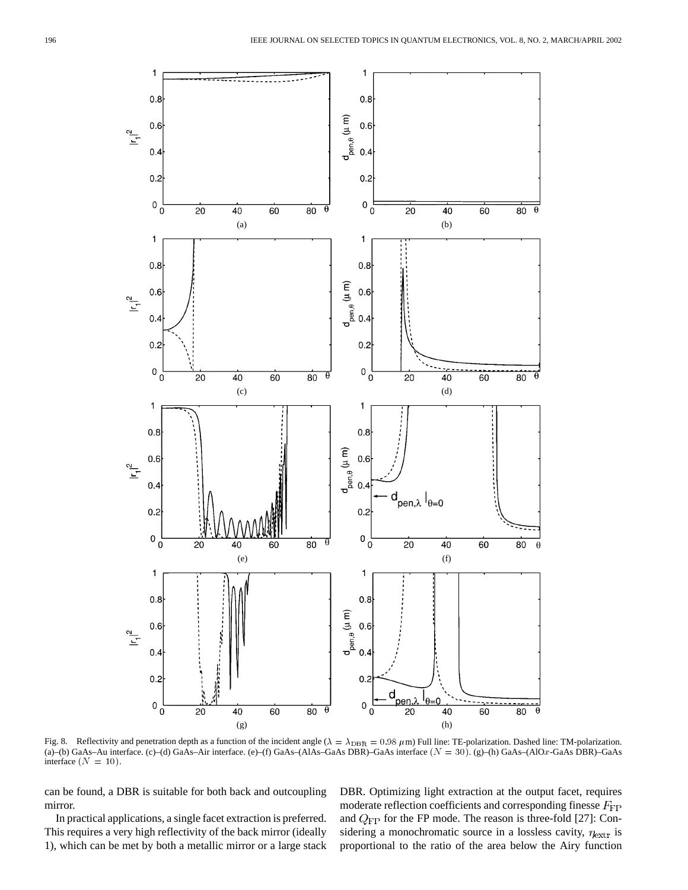Fig. 8. Reflectivity and penetration depth as a function of the incident angle ($\lambda = \lambda_{\rm DBR} = 0.98~\mu$m) Full line: TE-polarization. Dashed line: TM-polarization. (a)–(b) GaAs–Au interface. (c)–(d) GaAs–Air interface. (e)–(f) GaAs–(AlAs–GaAs DBR)–GaAs interface $(N = 30)$. (g)–(h) GaAs–(AlO$x$-GaAs DBR)–GaAs interface $(N = 10)$.

can be found, a DBR is suitable for both back and outcoupling mirror.

In practical applications, a single facet extraction is preferred. This requires a very high reflectivity of the back mirror (ideally 1), which can be met by both a metallic mirror or a large stack DBR. Optimizing light extraction at the output facet, requires moderate reflection coefficients and corresponding finesse $F_{\rm FP}$ and $Q_{\rm FP}$ for the FP mode. The reason is three-fold [27]: Considering a monochromatic source in a lossless cavity, $\eta_{\rm extr}$ is proportional to the ratio of the area below the Airy function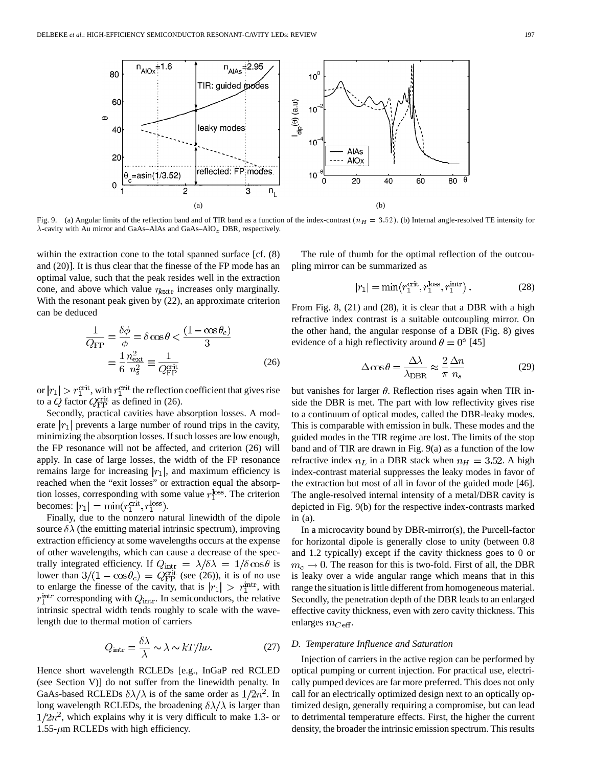Fig. 9. (a) Angular limits of the reflection band and of TIR band as a function of the index-contrast $(n_H = 3.52)$. (b) Internal angle-resolved TE intensity for $\lambda$-cavity with Au mirror and GaAs–AlAs and GaAs–AlO$_x$ DBR, respectively.

within the extraction cone to the total spanned surface [cf. (8) and (20)]. It is thus clear that the finesse of the FP mode has an optimal value, such that the peak resides well in the extraction cone, and above which value $\eta_{\rm extr}$ increases only marginally. With the resonant peak given by (22), an approximate criterion can be deduced

$$\frac{1}{Q_{\rm FP}} = \frac{\delta\phi}{\phi} = \delta\cos\theta < \frac{(1-\cos\theta_c)}{3} = \frac{1}{6}\frac{n_{\rm ext}^2}{n_s^2} \equiv \frac{1}{Q_{\rm FP}^{\rm crit}} \tag{26}$$

or $|r_1| > r_1^{\rm crit}$, with $r_1^{\rm crit}$ the reflection coefficient that gives rise to a $Q$ factor $Q_{\rm FP}^{\rm crit}$ as defined in (26).

Secondly, practical cavities have absorption losses. A moderate $|r_1|$ prevents a large number of round trips in the cavity, minimizing the absorption losses. If such losses are low enough, the FP resonance will not be affected, and criterion (26) will apply. In case of large losses, the width of the FP resonance remains large for increasing $|r_1|$, and maximum efficiency is reached when the "exit losses" or extraction equal the absorption losses, corresponding with some value $r_1^{\rm loss}$. The criterion becomes: $|r_1| = \min(r_1^{\rm crit}, r_1^{\rm loss})$.

Finally, due to the nonzero natural linewidth of the dipole source $\delta\lambda$ (the emitting material intrinsic spectrum), improving extraction efficiency at some wavelengths occurs at the expense of other wavelengths, which can cause a decrease of the spectrally integrated efficiency. If $Q_{\rm intr} = \lambda/\delta\lambda = 1/\delta\cos\theta$ is lower than $3/(1-\cos\theta_c) = Q_{\rm FP}^{\rm crit}$ (see (26)), it is of no use to enlarge the finesse of the cavity, that is $|r_1| > r_1^{\rm intr}$, with $r_1^{\rm intr}$ corresponding with $Q_{\rm intr}$. In semiconductors, the relative intrinsic spectral width tends roughly to scale with the wavelength due to thermal motion of carriers

$$Q_{\rm intr} = \frac{\delta\lambda}{\lambda} \sim \lambda \sim kT/h\nu. \tag{27}$$

Hence short wavelength RCLEDs [e.g., InGaP red RCLED (see Section V)] do not suffer from the linewidth penalty. In GaAs-based RCLEDs $\delta\lambda/\lambda$ is of the same order as $1/2n^2$. In long wavelength RCLEDs, the broadening $\delta\lambda/\lambda$ is larger than $1/2n^2$, which explains why it is very difficult to make 1.3- or 1.55-$\mu$m RCLEDs with high efficiency.

The rule of thumb for the optimal reflection of the outcoupling mirror can be summarized as

$$|r_1| = \min(r_1^{\rm crit}, r_1^{\rm loss}, r_1^{\rm intr}). \tag{28}$$

From Fig. 8, (21) and (28), it is clear that a DBR with a high refractive index contrast is a suitable outcoupling mirror. On the other hand, the angular response of a DBR (Fig. 8) gives evidence of a high reflectivity around $\theta = 0^\circ$ [45]

$$\Delta\cos\theta = \frac{\Delta\lambda}{\lambda_{\rm DBR}} \approx \frac{2}{\pi}\frac{\Delta n}{n_s} \tag{29}$$

but vanishes for larger $\theta$. Reflection rises again when TIR inside the DBR is met. The part with low reflectivity gives rise to a continuum of optical modes, called the DBR-leaky modes. This is comparable with emission in bulk. These modes and the guided modes in the TIR regime are lost. The limits of the stop band and of TIR are drawn in Fig. 9(a) as a function of the low refractive index $n_L$ in a DBR stack when $n_H = 3.52$. A high index-contrast material suppresses the leaky modes in favor of the extraction but most of all in favor of the guided mode [46]. The angle-resolved internal intensity of a metal/DBR cavity is depicted in Fig. 9(b) for the respective index-contrasts marked in (a).

In a microcavity bound by DBR-mirror(s), the Purcell-factor for horizontal dipole is generally close to unity (between 0.8 and 1.2 typically) except if the cavity thickness goes to 0 or $m_c \to 0$. The reason for this is two-fold. First of all, the DBR is leaky over a wide angular range which means that in this range the situation is little different from homogeneous material. Secondly, the penetration depth of the DBR leads to an enlarged effective cavity thickness, even with zero cavity thickness. This enlarges $m_{C\,\rm eff}$.

### D. Temperature Influence and Saturation

Injection of carriers in the active region can be performed by optical pumping or current injection. For practical use, electrically pumped devices are far more preferred. This does not only call for an electrically optimized design next to an optically optimized design, generally requiring a compromise, but can lead to detrimental temperature effects. First, the higher the current density, the broader the intrinsic emission spectrum. This results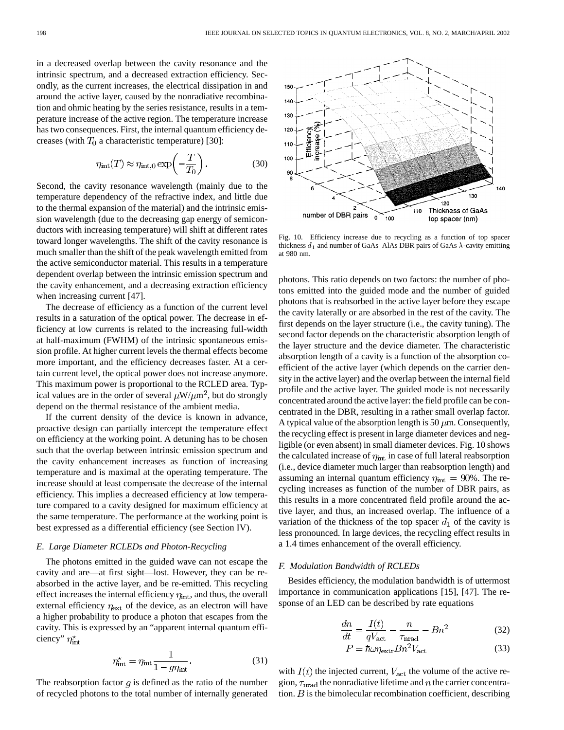in a decreased overlap between the cavity resonance and the intrinsic spectrum, and a decreased extraction efficiency. Secondly, as the current increases, the electrical dissipation in and around the active layer, caused by the nonradiative recombination and ohmic heating by the series resistance, results in a temperature increase of the active region. The temperature increase has two consequences. First, the internal quantum efficiency decreases (with $T_0$ a characteristic temperature) [30]:

$$\eta_{\rm int}(T) \approx \eta_{\rm int,0} \exp\left(-\frac{T}{T_0}\right). \tag{30}$$

Second, the cavity resonance wavelength (mainly due to the temperature dependency of the refractive index, and little due to the thermal expansion of the material) and the intrinsic emission wavelength (due to the decreasing gap energy of semiconductors with increasing temperature) will shift at different rates toward longer wavelengths. The shift of the cavity resonance is much smaller than the shift of the peak wavelength emitted from the active semiconductor material. This results in a temperature dependent overlap between the intrinsic emission spectrum and the cavity enhancement, and a decreasing extraction efficiency when increasing current [47].

The decrease of efficiency as a function of the current level results in a saturation of the optical power. The decrease in efficiency at low currents is related to the increasing full-width at half-maximum (FWHM) of the intrinsic spontaneous emission profile. At higher current levels the thermal effects become more important, and the efficiency decreases faster. At a certain current level, the optical power does not increase anymore. This maximum power is proportional to the RCLED area. Typical values are in the order of several $\mu$W/$\mu$m$^2$, but do strongly depend on the thermal resistance of the ambient media.

If the current density of the device is known in advance, proactive design can partially intercept the temperature effect on efficiency at the working point. A detuning has to be chosen such that the overlap between intrinsic emission spectrum and the cavity enhancement increases as function of increasing temperature and is maximal at the operating temperature. The increase should at least compensate the decrease of the internal efficiency. This implies a decreased efficiency at low temperature compared to a cavity designed for maximum efficiency at the same temperature. The performance at the working point is best expressed as a differential efficiency (see Section IV).

### E. Large Diameter RCLEDs and Photon-Recycling

The photons emitted in the guided wave can not escape the cavity and are—at first sight—lost. However, they can be reabsorbed in the active layer, and be re-emitted. This recycling effect increases the internal efficiency $\eta_{\rm int}$, and thus, the overall external efficiency $\eta_{\rm ext}$ of the device, as an electron will have a higher probability to produce a photon that escapes from the cavity. This is expressed by an "apparent internal quantum efficiency" $\eta^{\star}_{\rm int}$

$$\eta^{\star}_{\rm int} = \eta_{\rm int} \frac{1}{1 - g\eta_{\rm int}}. \tag{31}$$

The reabsorption factor $g$ is defined as the ratio of the number of recycled photons to the total number of internally generated photons. This ratio depends on two factors: the number of photons emitted into the guided mode and the number of guided photons that is reabsorbed in the active layer before they escape the cavity laterally or are absorbed in the rest of the cavity. The first depends on the layer structure (i.e., the cavity tuning). The second factor depends on the characteristic absorption length of the layer structure and the device diameter. The characteristic absorption length of a cavity is a function of the absorption coefficient of the active layer (which depends on the carrier density in the active layer) and the overlap between the internal field profile and the active layer. The guided mode is not necessarily concentrated around the active layer: the field profile can be concentrated in the DBR, resulting in a rather small overlap factor. A typical value of the absorption length is 50 $\mu$m. Consequently, the recycling effect is present in large diameter devices and negligible (or even absent) in small diameter devices. Fig. 10 shows the calculated increase of $\eta_{\rm int}$ in case of full lateral reabsorption (i.e., device diameter much larger than reabsorption length) and assuming an internal quantum efficiency $\eta_{\rm int} = 90\%$. The recycling increases as function of the number of DBR pairs, as this results in a more concentrated field profile around the active layer, and thus, an increased overlap. The influence of a variation of the thickness of the top spacer $d_1$ of the cavity is less pronounced. In large devices, the recycling effect results in a 1.4 times enhancement of the overall efficiency.

Efficiency increase (%)
150
140
130
120
110
100
90
number of DBR pairs
0
2
4
6
8
Thickness of GaAs top spacer (nm)
100
110
120
130
140

Fig. 10. Efficiency increase due to recycling as a function of top spacer thickness $d_1$ and number of GaAs–AlAs DBR pairs of GaAs $\lambda$-cavity emitting at 980 nm.

### F. Modulation Bandwidth of RCLEDs

Besides efficiency, the modulation bandwidth is of uttermost importance in communication applications [15], [47]. The response of an LED can be described by rate equations

$$\frac{dn}{dt} = \frac{I(t)}{qV_{\rm act}} - \frac{n}{\tau_{\rm nrad}} - Bn^2 \tag{32}$$

$$P = \hbar\omega\eta_{\rm extr}Bn^2V_{\rm act} \tag{33}$$

with $I(t)$ the injected current, $V_{\rm act}$ the volume of the active region, $\tau_{\rm nrad}$ the nonradiative lifetime and $n$ the carrier concentration. $B$ is the bimolecular recombination coefficient, describing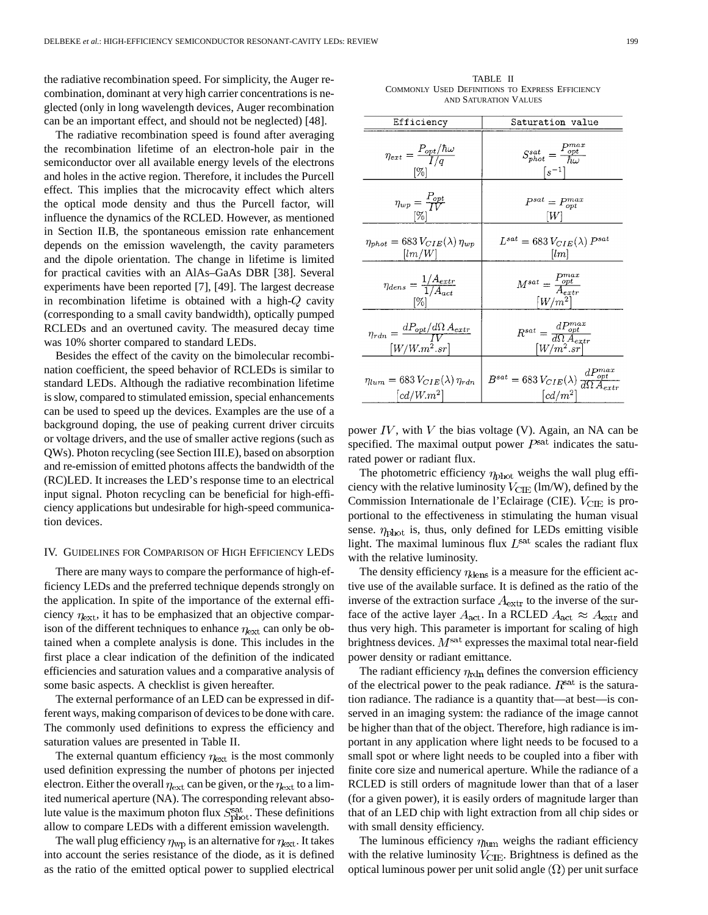the radiative recombination speed. For simplicity, the Auger recombination, dominant at very high carrier concentrations is neglected (only in long wavelength devices, Auger recombination can be an important effect, and should not be neglected) [48].

The radiative recombination speed is found after averaging the recombination lifetime of an electron-hole pair in the semiconductor over all available energy levels of the electrons and holes in the active region. Therefore, it includes the Purcell effect. This implies that the microcavity effect which alters the optical mode density and thus the Purcell factor, will influence the dynamics of the RCLED. However, as mentioned in Section II.B, the spontaneous emission rate enhancement depends on the emission wavelength, the cavity parameters and the dipole orientation. The change in lifetime is limited for practical cavities with an AlAs–GaAs DBR [38]. Several experiments have been reported [7], [49]. The largest decrease in recombination lifetime is obtained with a high-$Q$ cavity (corresponding to a small cavity bandwidth), optically pumped RCLEDs and an overtuned cavity. The measured decay time was 10% shorter compared to standard LEDs.

Besides the effect of the cavity on the bimolecular recombination coefficient, the speed behavior of RCLEDs is similar to standard LEDs. Although the radiative recombination lifetime is slow, compared to stimulated emission, special enhancements can be used to speed up the devices. Examples are the use of a background doping, the use of peaking current driver circuits or voltage drivers, and the use of smaller active regions (such as QWs). Photon recycling (see Section III.E), based on absorption and re-emission of emitted photons affects the bandwidth of the (RC)LED. It increases the LED's response time to an electrical input signal. Photon recycling can be beneficial for high-efficiency applications but undesirable for high-speed communication devices.

## IV. Guidelines for Comparison of High Efficiency LEDs

There are many ways to compare the performance of high-efficiency LEDs and the preferred technique depends strongly on the application. In spite of the importance of the external efficiency $\eta_{\rm ext}$, it has to be emphasized that an objective comparison of the different techniques to enhance $\eta_{\rm ext}$ can only be obtained when a complete analysis is done. This includes in the first place a clear indication of the definition of the indicated efficiencies and saturation values and a comparative analysis of some basic aspects. A checklist is given hereafter.

The external performance of an LED can be expressed in different ways, making comparison of devices to be done with care. The commonly used definitions to express the efficiency and saturation values are presented in Table II.

TABLE II
Commonly Used Definitions to Express Efficiency and Saturation Values

| Efficiency | Saturation value |
|---|---|
| $\eta_{ext} = \dfrac{P_{opt}/\hbar\omega}{I/q}$ [%] | $S^{sat}_{phot} = \dfrac{P^{max}_{opt}}{\hbar\omega}$ $[s^{-1}]$ |
| $\eta_{wp} = \dfrac{P_{opt}}{IV}$ [%] | $P^{sat} = P^{max}_{opt}$ $[W]$ |
| $\eta_{phot} = 683\, V_{CIE}(\lambda)\, \eta_{wp}$ $[lm/W]$ | $L^{sat} = 683\, V_{CIE}(\lambda)\, P^{sat}$ $[lm]$ |
| $\eta_{dens} = \dfrac{1/A_{extr}}{1/A_{act}}$ [%] | $M^{sat} = \dfrac{P^{max}_{opt}}{A_{extr}}$ $[W/m^2]$ |
| $\eta_{rdn} = \dfrac{dP_{opt}/d\Omega\, A_{extr}}{IV}$ $[W/W.m^2.sr]$ | $R^{sat} = \dfrac{dP^{max}_{opt}}{d\Omega\, A_{extr}}$ $[W/m^2.sr]$ |
| $\eta_{lum} = 683\, V_{CIE}(\lambda)\, \eta_{rdn}$ $[cd/W.m^2]$ | $B^{sat} = 683\, V_{CIE}(\lambda)\, \dfrac{dP^{max}_{opt}}{d\Omega\, A_{extr}}$ $[cd/m^2]$ |

The external quantum efficiency $\eta_{\rm ext}$ is the most commonly used definition expressing the number of photons per injected electron. Either the overall $\eta_{\rm ext}$ can be given, or the $\eta_{\rm ext}$ to a limited numerical aperture (NA). The corresponding relevant absolute value is the maximum photon flux $S^{\rm sat}_{\rm phot}$. These definitions allow to compare LEDs with a different emission wavelength.

The wall plug efficiency $\eta_{\rm wp}$ is an alternative for $\eta_{\rm ext}$. It takes into account the series resistance of the diode, as it is defined as the ratio of the emitted optical power to supplied electrical power $IV$, with $V$ the bias voltage (V). Again, an NA can be specified. The maximal output power $P^{\rm sat}$ indicates the saturated power or radiant flux.

The photometric efficiency $\eta_{\rm phot}$ weighs the wall plug efficiency with the relative luminosity $V_{\rm CIE}$ (lm/W), defined by the Commission Internationale de l'Eclairage (CIE). $V_{\rm CIE}$ is proportional to the effectiveness in stimulating the human visual sense. $\eta_{\rm phot}$ is, thus, only defined for LEDs emitting visible light. The maximal luminous flux $L^{\rm sat}$ scales the radiant flux with the relative luminosity.

The density efficiency $\eta_{\rm dens}$ is a measure for the efficient active use of the available surface. It is defined as the ratio of the inverse of the extraction surface $A_{\rm extr}$ to the inverse of the surface of the active layer $A_{\rm act}$. In a RCLED $A_{\rm act} \approx A_{\rm extr}$ and thus very high. This parameter is important for scaling of high brightness devices. $M^{\rm sat}$ expresses the maximal total near-field power density or radiant emittance.

The radiant efficiency $\eta_{\rm rdn}$ defines the conversion efficiency of the electrical power to the peak radiance. $R^{\rm sat}$ is the saturation radiance. The radiance is a quantity that—at best—is conserved in an imaging system: the radiance of the image cannot be higher than that of the object. Therefore, high radiance is important in any application where light needs to be focused to a small spot or where light needs to be coupled into a fiber with finite core size and numerical aperture. While the radiance of a RCLED is still orders of magnitude lower than that of a laser (for a given power), it is easily orders of magnitude larger than that of an LED chip with light extraction from all chip sides or with small density efficiency.

The luminous efficiency $\eta_{\rm lum}$ weighs the radiant efficiency with the relative luminosity $V_{\rm CIE}$. Brightness is defined as the optical luminous power per unit solid angle $(\Omega)$ per unit surface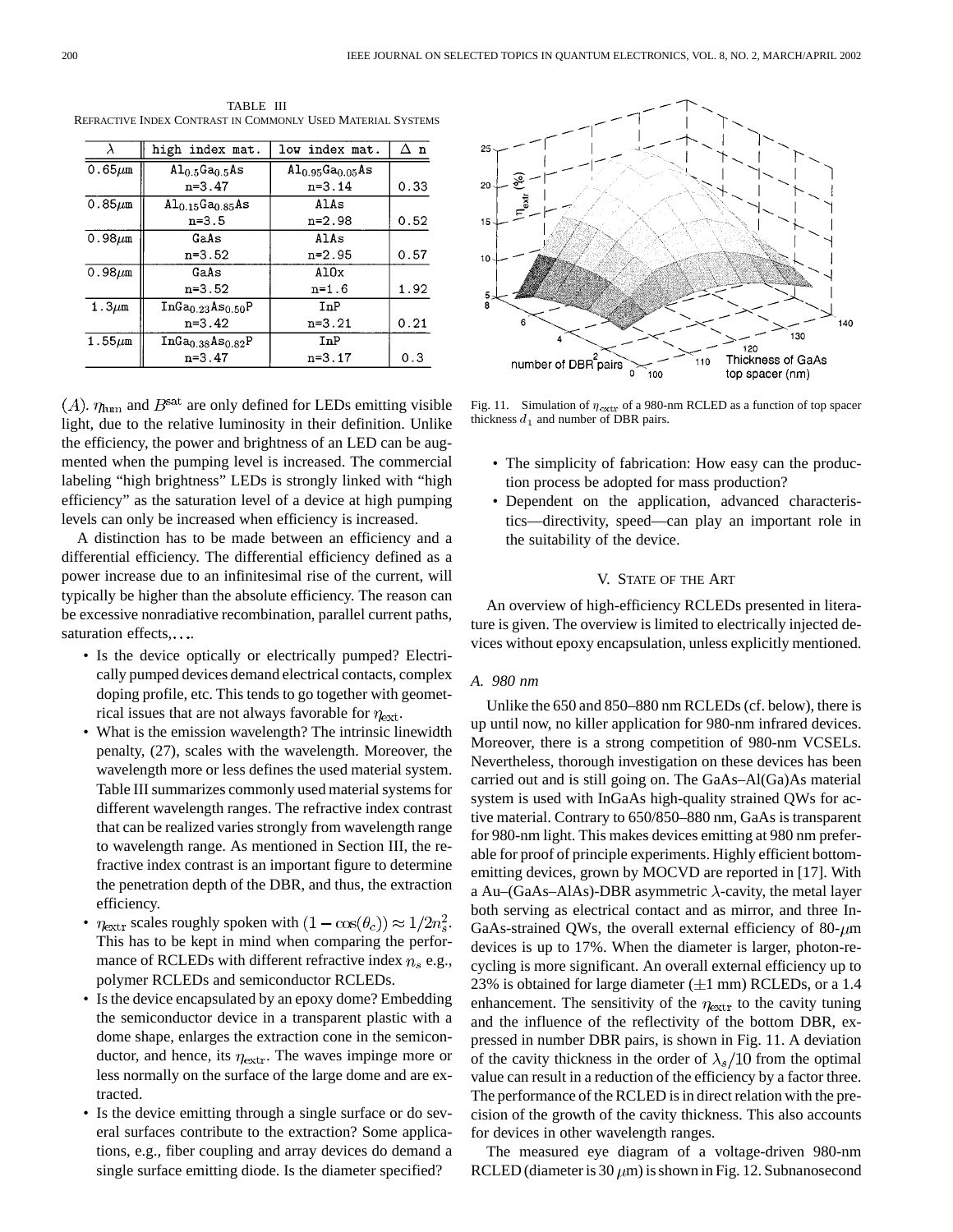TABLE III
REFRACTIVE INDEX CONTRAST IN COMMONLY USED MATERIAL SYSTEMS

| $\lambda$ | high index mat. | low index mat. | $\Delta$ n |
|---|---|---|---|
| $0.65\mu m$ | $Al_{0.5}Ga_{0.5}As$ n=3.47 | $Al_{0.95}Ga_{0.05}As$ n=3.14 | 0.33 |
| $0.85\mu m$ | $Al_{0.15}Ga_{0.85}As$ n=3.5 | AlAs n=2.98 | 0.52 |
| $0.98\mu m$ | GaAs n=3.52 | AlAs n=2.95 | 0.57 |
| $0.98\mu m$ | GaAs n=3.52 | AlOx n=1.6 | 1.92 |
| $1.3\mu m$ | $InGa_{0.23}As_{0.50}P$ n=3.42 | InP n=3.21 | 0.21 |
| $1.55\mu m$ | $InGa_{0.38}As_{0.82}P$ n=3.47 | InP n=3.17 | 0.3 |

$(A)$. $\eta_{lum}$ and $B^{sat}$ are only defined for LEDs emitting visible light, due to the relative luminosity in their definition. Unlike the efficiency, the power and brightness of an LED can be augmented when the pumping level is increased. The commercial labeling "high brightness" LEDs is strongly linked with "high efficiency" as the saturation level of a device at high pumping levels can only be increased when efficiency is increased.

A distinction has to be made between an efficiency and a differential efficiency. The differential efficiency defined as a power increase due to an infinitesimal rise of the current, will typically be higher than the absolute efficiency. The reason can be excessive nonradiative recombination, parallel current paths, saturation effects,....

- Is the device optically or electrically pumped? Electrically pumped devices demand electrical contacts, complex doping profile, etc. This tends to go together with geometrical issues that are not always favorable for $\eta_{ext}$.
- What is the emission wavelength? The intrinsic linewidth penalty, (27), scales with the wavelength. Moreover, the wavelength more or less defines the used material system. Table III summarizes commonly used material systems for different wavelength ranges. The refractive index contrast that can be realized varies strongly from wavelength range to wavelength range. As mentioned in Section III, the refractive index contrast is an important figure to determine the penetration depth of the DBR, and thus, the extraction efficiency.
- $\eta_{extr}$ scales roughly spoken with $(1-\cos(\theta_c)) \approx 1/2n_s^2$. This has to be kept in mind when comparing the performance of RCLEDs with different refractive index $n_s$ e.g., polymer RCLEDs and semiconductor RCLEDs.
- Is the device encapsulated by an epoxy dome? Embedding the semiconductor device in a transparent plastic with a dome shape, enlarges the extraction cone in the semiconductor, and hence, its $\eta_{extr}$. The waves impinge more or less normally on the surface of the large dome and are extracted.
- Is the device emitting through a single surface or do several surfaces contribute to the extraction? Some applications, e.g., fiber coupling and array devices do demand a single surface emitting diode. Is the diameter specified?

Fig. 11. Simulation of $\eta_{extr}$ of a 980-nm RCLED as a function of top spacer thickness $d_1$ and number of DBR pairs.

- The simplicity of fabrication: How easy can the production process be adopted for mass production?
- Dependent on the application, advanced characteristics—directivity, speed—can play an important role in the suitability of the device.

## V. STATE OF THE ART

An overview of high-efficiency RCLEDs presented in literature is given. The overview is limited to electrically injected devices without epoxy encapsulation, unless explicitly mentioned.

### A. 980 nm

Unlike the 650 and 850–880 nm RCLEDs (cf. below), there is up until now, no killer application for 980-nm infrared devices. Moreover, there is a strong competition of 980-nm VCSELs. Nevertheless, thorough investigation on these devices has been carried out and is still going on. The GaAs–Al(Ga)As material system is used with InGaAs high-quality strained QWs for active material. Contrary to 650/850–880 nm, GaAs is transparent for 980-nm light. This makes devices emitting at 980 nm preferable for proof of principle experiments. Highly efficient bottom-emitting devices, grown by MOCVD are reported in [17]. With a Au–(GaAs–AlAs)-DBR asymmetric $\lambda$-cavity, the metal layer both serving as electrical contact and as mirror, and three InGaAs-strained QWs, the overall external efficiency of 80-$\mu$m devices is up to 17%. When the diameter is larger, photon-recycling is more significant. An overall external efficiency up to 23% is obtained for large diameter ($\pm$1 mm) RCLEDs, or a 1.4 enhancement. The sensitivity of the $\eta_{extr}$ to the cavity tuning and the influence of the reflectivity of the bottom DBR, expressed in number DBR pairs, is shown in Fig. 11. A deviation of the cavity thickness in the order of $\lambda_s/10$ from the optimal value can result in a reduction of the efficiency by a factor three. The performance of the RCLED is in direct relation with the precision of the growth of the cavity thickness. This also accounts for devices in other wavelength ranges.

The measured eye diagram of a voltage-driven 980-nm RCLED (diameter is 30 $\mu$m) is shown in Fig. 12. Subnanosecond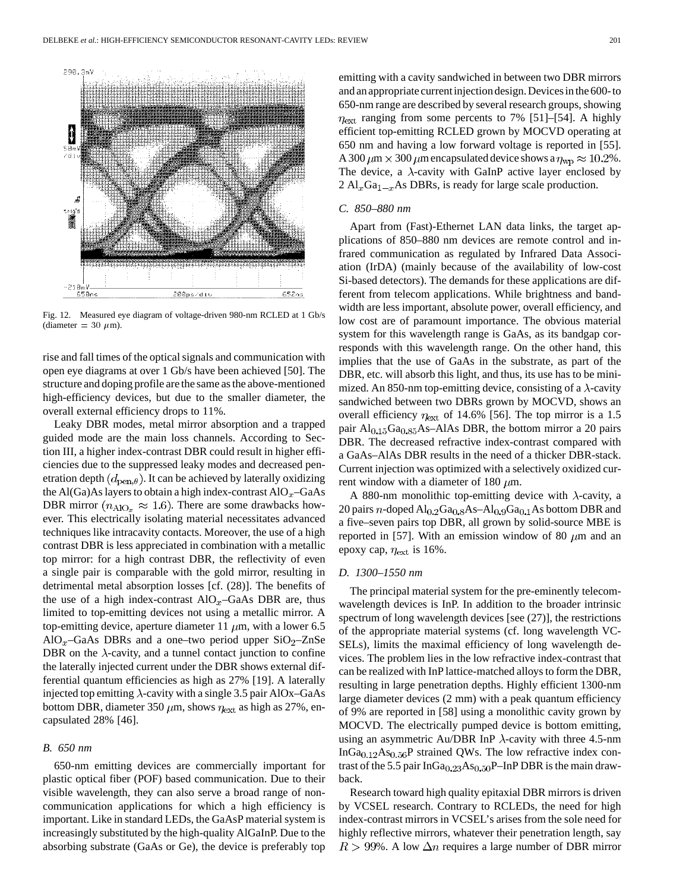Fig. 12. Measured eye diagram of voltage-driven 980-nm RCLED at 1 Gb/s (diameter = 30 $\mu$m).

rise and fall times of the optical signals and communication with open eye diagrams at over 1 Gb/s have been achieved [50]. The structure and doping profile are the same as the above-mentioned high-efficiency devices, but due to the smaller diameter, the overall external efficiency drops to 11%.

Leaky DBR modes, metal mirror absorption and a trapped guided mode are the main loss channels. According to Section III, a higher index-contrast DBR could result in higher efficiencies due to the suppressed leaky modes and decreased penetration depth ($d_{\text{pen},\theta}$). It can be achieved by laterally oxidizing the Al(Ga)As layers to obtain a high index-contrast $\text{AlO}_x$–GaAs DBR mirror ($n_{\text{AlO}_x} \approx 1.6$). There are some drawbacks however. This electrically isolating material necessitates advanced techniques like intracavity contacts. Moreover, the use of a high contrast DBR is less appreciated in combination with a metallic top mirror: for a high contrast DBR, the reflectivity of even a single pair is comparable with the gold mirror, resulting in detrimental metal absorption losses [cf. (28)]. The benefits of the use of a high index-contrast $\text{AlO}_x$–GaAs DBR are, thus limited to top-emitting devices not using a metallic mirror. A top-emitting device, aperture diameter 11 $\mu$m, with a lower 6.5 $\text{AlO}_x$–GaAs DBRs and a one–two period upper $\text{SiO}_2$–ZnSe DBR on the $\lambda$-cavity, and a tunnel contact junction to confine the laterally injected current under the DBR shows external differential quantum efficiencies as high as 27% [19]. A laterally injected top emitting $\lambda$-cavity with a single 3.5 pair AlOx–GaAs bottom DBR, diameter 350 $\mu$m, shows $\eta_{\text{ext}}$ as high as 27%, encapsulated 28% [46].

### B. 650 nm

650-nm emitting devices are commercially important for plastic optical fiber (POF) based communication. Due to their visible wavelength, they can also serve a broad range of non-communication applications for which a high efficiency is important. Like in standard LEDs, the GaAsP material system is increasingly substituted by the high-quality AlGaInP. Due to the absorbing substrate (GaAs or Ge), the device is preferably top emitting with a cavity sandwiched in between two DBR mirrors and an appropriate current injection design. Devices in the 600- to 650-nm range are described by several research groups, showing $\eta_{\text{ext}}$ ranging from some percents to 7% [51]–[54]. A highly efficient top-emitting RCLED grown by MOCVD operating at 650 nm and having a low forward voltage is reported in [55]. A 300 $\mu$m × 300 $\mu$m encapsulated device shows a $\eta_{\text{wp}} \approx 10.2\%$. The device, a $\lambda$-cavity with GaInP active layer enclosed by 2 $\text{Al}_x\text{Ga}_{1-x}\text{As}$ DBRs, is ready for large scale production.

### C. 850–880 nm

Apart from (Fast)-Ethernet LAN data links, the target applications of 850–880 nm devices are remote control and infrared communication as regulated by Infrared Data Association (IrDA) (mainly because of the availability of low-cost Si-based detectors). The demands for these applications are different from telecom applications. While brightness and bandwidth are less important, absolute power, overall efficiency, and low cost are of paramount importance. The obvious material system for this wavelength range is GaAs, as its bandgap corresponds with this wavelength range. On the other hand, this implies that the use of GaAs in the substrate, as part of the DBR, etc. will absorb this light, and thus, its use has to be minimized. An 850-nm top-emitting device, consisting of a $\lambda$-cavity sandwiched between two DBRs grown by MOCVD, shows an overall efficiency $\eta_{\text{ext}}$ of 14.6% [56]. The top mirror is a 1.5 pair $\text{Al}_{0.15}\text{Ga}_{0.85}\text{As}$–AlAs DBR, the bottom mirror a 20 pairs DBR. The decreased refractive index-contrast compared with a GaAs–AlAs DBR results in the need of a thicker DBR-stack. Current injection was optimized with a selectively oxidized current window with a diameter of 180 $\mu$m.

A 880-nm monolithic top-emitting device with $\lambda$-cavity, a 20 pairs $n$-doped $\text{Al}_{0.2}\text{Ga}_{0.8}\text{As}$–$\text{Al}_{0.9}\text{Ga}_{0.1}\text{As}$ bottom DBR and a five–seven pairs top DBR, all grown by solid-source MBE is reported in [57]. With an emission window of 80 $\mu$m and an epoxy cap, $\eta_{\text{ext}}$ is 16%.

### D. 1300–1550 nm

The principal material system for the pre-eminently telecom-wavelength devices is InP. In addition to the broader intrinsic spectrum of long wavelength devices [see (27)], the restrictions of the appropriate material systems (cf. long wavelength VCSELs), limits the maximal efficiency of long wavelength devices. The problem lies in the low refractive index-contrast that can be realized with InP lattice-matched alloys to form the DBR, resulting in large penetration depths. Highly efficient 1300-nm large diameter devices (2 mm) with a peak quantum efficiency of 9% are reported in [58] using a monolithic cavity grown by MOCVD. The electrically pumped device is bottom emitting, using an asymmetric Au/DBR InP $\lambda$-cavity with three 4.5-nm $\text{InGa}_{0.12}\text{As}_{0.56}\text{P}$ strained QWs. The low refractive index contrast of the 5.5 pair $\text{InGa}_{0.23}\text{As}_{0.50}\text{P}$–InP DBR is the main drawback.

Research toward high quality epitaxial DBR mirrors is driven by VCSEL research. Contrary to RCLEDs, the need for high index-contrast mirrors in VCSEL's arises from the sole need for highly reflective mirrors, whatever their penetration length, say $R > 99\%$. A low $\Delta n$ requires a large number of DBR mirror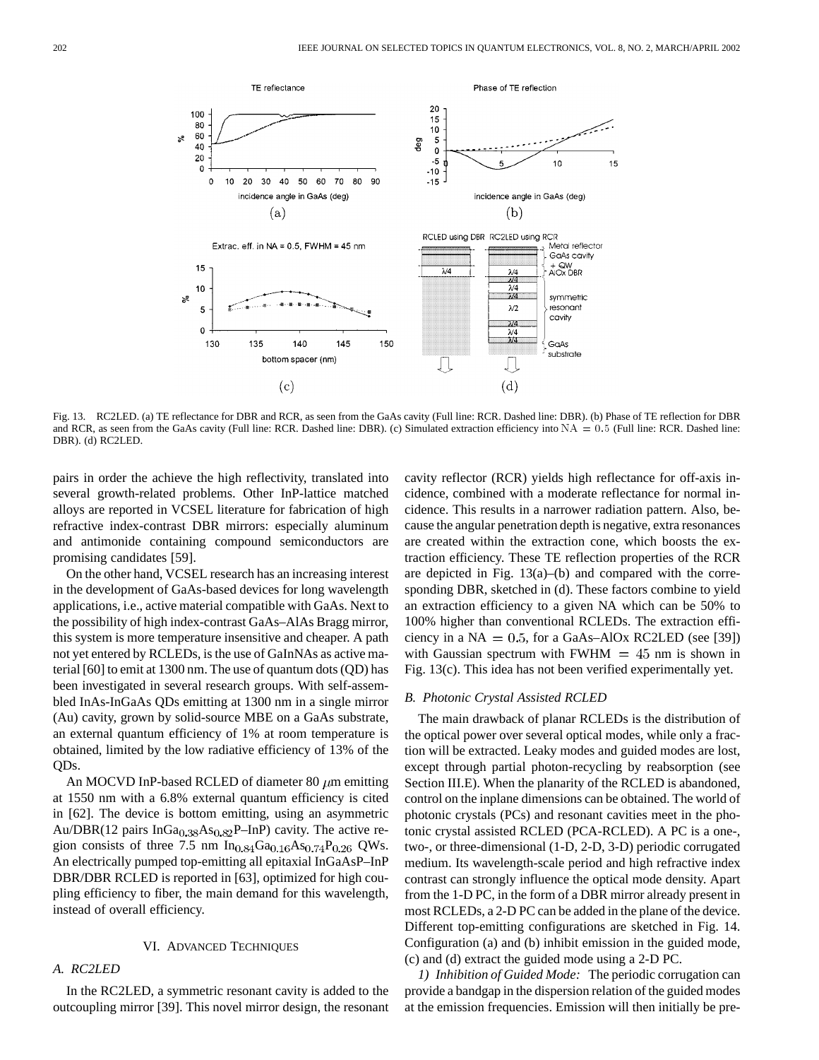Fig. 13. RC2LED. (a) TE reflectance for DBR and RCR, as seen from the GaAs cavity (Full line: RCR. Dashed line: DBR). (b) Phase of TE reflection for DBR and RCR, as seen from the GaAs cavity (Full line: RCR. Dashed line: DBR). (c) Simulated extraction efficiency into $\mathrm{NA} = 0.5$ (Full line: RCR. Dashed line: DBR). (d) RC2LED.

pairs in order the achieve the high reflectivity, translated into several growth-related problems. Other InP-lattice matched alloys are reported in VCSEL literature for fabrication of high refractive index-contrast DBR mirrors: especially aluminum and antimonide containing compound semiconductors are promising candidates [59].

On the other hand, VCSEL research has an increasing interest in the development of GaAs-based devices for long wavelength applications, i.e., active material compatible with GaAs. Next to the possibility of high index-contrast GaAs–AlAs Bragg mirror, this system is more temperature insensitive and cheaper. A path not yet entered by RCLEDs, is the use of GaInNAs as active material [60] to emit at 1300 nm. The use of quantum dots (QD) has been investigated in several research groups. With self-assembled InAs-InGaAs QDs emitting at 1300 nm in a single mirror (Au) cavity, grown by solid-source MBE on a GaAs substrate, an external quantum efficiency of 1% at room temperature is obtained, limited by the low radiative efficiency of 13% of the QDs.

An MOCVD InP-based RCLED of diameter 80 $\mu$m emitting at 1550 nm with a 6.8% external quantum efficiency is cited in [62]. The device is bottom emitting, using an asymmetric Au/DBR(12 pairs $\mathrm{InGa_{0.38}As_{0.82}P}$–InP) cavity. The active region consists of three 7.5 nm $\mathrm{In_{0.84}Ga_{0.16}As_{0.74}P_{0.26}}$ QWs. An electrically pumped top-emitting all epitaxial InGaAsP–InP DBR/DBR RCLED is reported in [63], optimized for high coupling efficiency to fiber, the main demand for this wavelength, instead of overall efficiency.

## VI. Advanced Techniques

### A. RC2LED

In the RC2LED, a symmetric resonant cavity is added to the outcoupling mirror [39]. This novel mirror design, the resonant cavity reflector (RCR) yields high reflectance for off-axis incidence, combined with a moderate reflectance for normal incidence. This results in a narrower radiation pattern. Also, because the angular penetration depth is negative, extra resonances are created within the extraction cone, which boosts the extraction efficiency. These TE reflection properties of the RCR are depicted in Fig. 13(a)–(b) and compared with the corresponding DBR, sketched in (d). These factors combine to yield an extraction efficiency to a given NA which can be 50% to 100% higher than conventional RCLEDs. The extraction efficiency in a $\mathrm{NA} = 0.5$, for a GaAs–AlOx RC2LED (see [39]) with Gaussian spectrum with $\mathrm{FWHM} = 45$ nm is shown in Fig. 13(c). This idea has not been verified experimentally yet.

### B. Photonic Crystal Assisted RCLED

The main drawback of planar RCLEDs is the distribution of the optical power over several optical modes, while only a fraction will be extracted. Leaky modes and guided modes are lost, except through partial photon-recycling by reabsorption (see Section III.E). When the planarity of the RCLED is abandoned, control on the inplane dimensions can be obtained. The world of photonic crystals (PCs) and resonant cavities meet in the photonic crystal assisted RCLED (PCA-RCLED). A PC is a one-, two-, or three-dimensional (1-D, 2-D, 3-D) periodic corrugated medium. Its wavelength-scale period and high refractive index contrast can strongly influence the optical mode density. Apart from the 1-D PC, in the form of a DBR mirror already present in most RCLEDs, a 2-D PC can be added in the plane of the device. Different top-emitting configurations are sketched in Fig. 14. Configuration (a) and (b) inhibit emission in the guided mode, (c) and (d) extract the guided mode using a 2-D PC.

*1) Inhibition of Guided Mode:* The periodic corrugation can provide a bandgap in the dispersion relation of the guided modes at the emission frequencies. Emission will then initially be pre-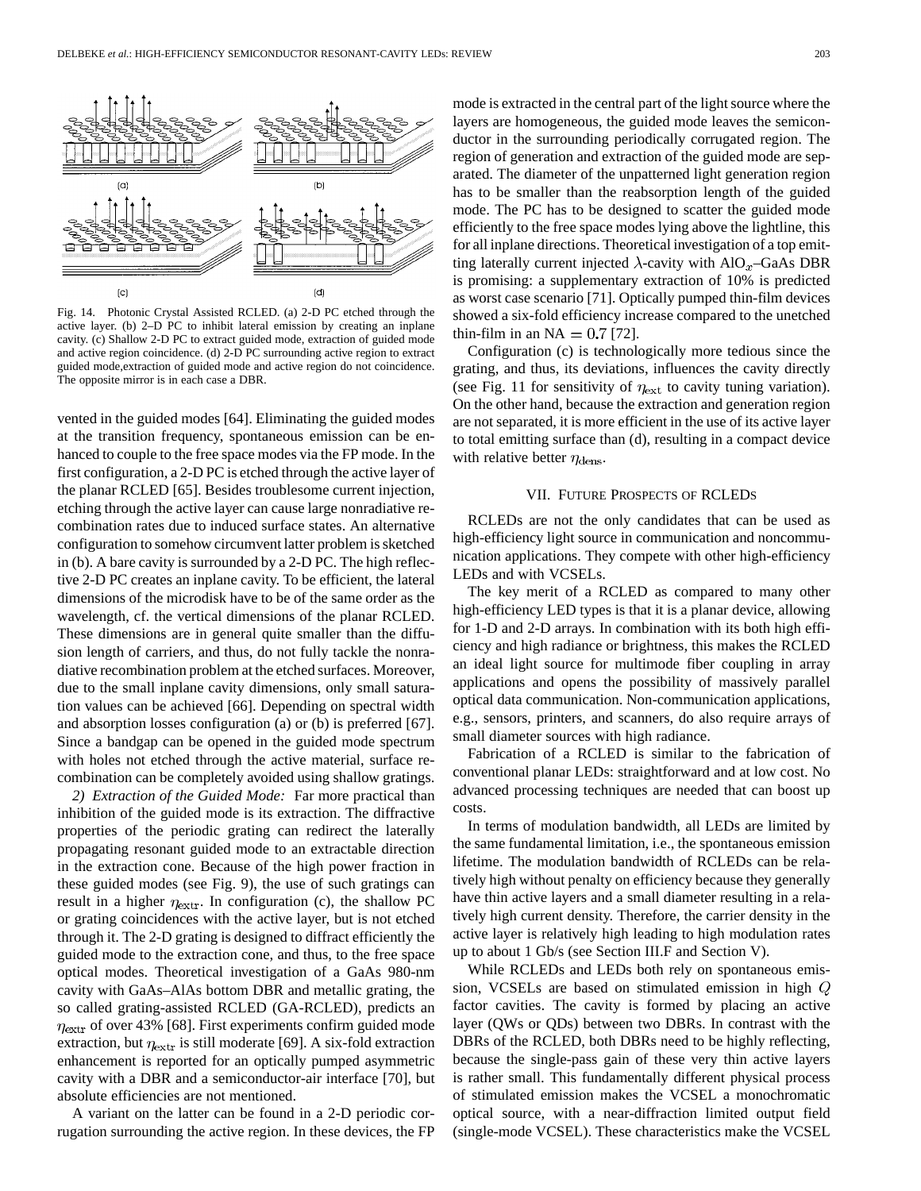(a)

(b)

(c)

(d)

Fig. 14. Photonic Crystal Assisted RCLED. (a) 2-D PC etched through the active layer. (b) 2–D PC to inhibit lateral emission by creating an inplane cavity. (c) Shallow 2-D PC to extract guided mode, extraction of guided mode and active region coincidence. (d) 2-D PC surrounding active region to extract guided mode,extraction of guided mode and active region do not coincidence. The opposite mirror is in each case a DBR.

vented in the guided modes [64]. Eliminating the guided modes at the transition frequency, spontaneous emission can be enhanced to couple to the free space modes via the FP mode. In the first configuration, a 2-D PC is etched through the active layer of the planar RCLED [65]. Besides troublesome current injection, etching through the active layer can cause large nonradiative recombination rates due to induced surface states. An alternative configuration to somehow circumvent latter problem is sketched in (b). A bare cavity is surrounded by a 2-D PC. The high reflective 2-D PC creates an inplane cavity. To be efficient, the lateral dimensions of the microdisk have to be of the same order as the wavelength, cf. the vertical dimensions of the planar RCLED. These dimensions are in general quite smaller than the diffusion length of carriers, and thus, do not fully tackle the nonradiative recombination problem at the etched surfaces. Moreover, due to the small inplane cavity dimensions, only small saturation values can be achieved [66]. Depending on spectral width and absorption losses configuration (a) or (b) is preferred [67]. Since a bandgap can be opened in the guided mode spectrum with holes not etched through the active material, surface recombination can be completely avoided using shallow gratings.

*2) Extraction of the Guided Mode:* Far more practical than inhibition of the guided mode is its extraction. The diffractive properties of the periodic grating can redirect the laterally propagating resonant guided mode to an extractable direction in the extraction cone. Because of the high power fraction in these guided modes (see Fig. 9), the use of such gratings can result in a higher $\eta_{\rm extr}$. In configuration (c), the shallow PC or grating coincidences with the active layer, but is not etched through it. The 2-D grating is designed to diffract efficiently the guided mode to the extraction cone, and thus, to the free space optical modes. Theoretical investigation of a GaAs 980-nm cavity with GaAs–AlAs bottom DBR and metallic grating, the so called grating-assisted RCLED (GA-RCLED), predicts an $\eta_{\rm extr}$ of over 43% [68]. First experiments confirm guided mode extraction, but $\eta_{\rm extr}$ is still moderate [69]. A six-fold extraction enhancement is reported for an optically pumped asymmetric cavity with a DBR and a semiconductor-air interface [70], but absolute efficiencies are not mentioned.

A variant on the latter can be found in a 2-D periodic corrugation surrounding the active region. In these devices, the FP mode is extracted in the central part of the light source where the layers are homogeneous, the guided mode leaves the semiconductor in the surrounding periodically corrugated region. The region of generation and extraction of the guided mode are separated. The diameter of the unpatterned light generation region has to be smaller than the reabsorption length of the guided mode. The PC has to be designed to scatter the guided mode efficiently to the free space modes lying above the lightline, this for all inplane directions. Theoretical investigation of a top emitting laterally current injected $\lambda$-cavity with $\mathrm{AlO}_x$–GaAs DBR is promising: a supplementary extraction of 10% is predicted as worst case scenario [71]. Optically pumped thin-film devices showed a six-fold efficiency increase compared to the unetched thin-film in an NA $= 0.7$ [72].

Configuration (c) is technologically more tedious since the grating, and thus, its deviations, influences the cavity directly (see Fig. 11 for sensitivity of $\eta_{\rm ext}$ to cavity tuning variation). On the other hand, because the extraction and generation region are not separated, it is more efficient in the use of its active layer to total emitting surface than (d), resulting in a compact device with relative better $\eta_{\rm dens}$.

## VII. Future Prospects of RCLEDs

RCLEDs are not the only candidates that can be used as high-efficiency light source in communication and noncommunication applications. They compete with other high-efficiency LEDs and with VCSELs.

The key merit of a RCLED as compared to many other high-efficiency LED types is that it is a planar device, allowing for 1-D and 2-D arrays. In combination with its both high efficiency and high radiance or brightness, this makes the RCLED an ideal light source for multimode fiber coupling in array applications and opens the possibility of massively parallel optical data communication. Non-communication applications, e.g., sensors, printers, and scanners, do also require arrays of small diameter sources with high radiance.

Fabrication of a RCLED is similar to the fabrication of conventional planar LEDs: straightforward and at low cost. No advanced processing techniques are needed that can boost up costs.

In terms of modulation bandwidth, all LEDs are limited by the same fundamental limitation, i.e., the spontaneous emission lifetime. The modulation bandwidth of RCLEDs can be relatively high without penalty on efficiency because they generally have thin active layers and a small diameter resulting in a relatively high current density. Therefore, the carrier density in the active layer is relatively high leading to high modulation rates up to about 1 Gb/s (see Section III.F and Section V).

While RCLEDs and LEDs both rely on spontaneous emission, VCSELs are based on stimulated emission in high $Q$ factor cavities. The cavity is formed by placing an active layer (QWs or QDs) between two DBRs. In contrast with the DBRs of the RCLED, both DBRs need to be highly reflecting, because the single-pass gain of these very thin active layers is rather small. This fundamentally different physical process of stimulated emission makes the VCSEL a monochromatic optical source, with a near-diffraction limited output field (single-mode VCSEL). These characteristics make the VCSEL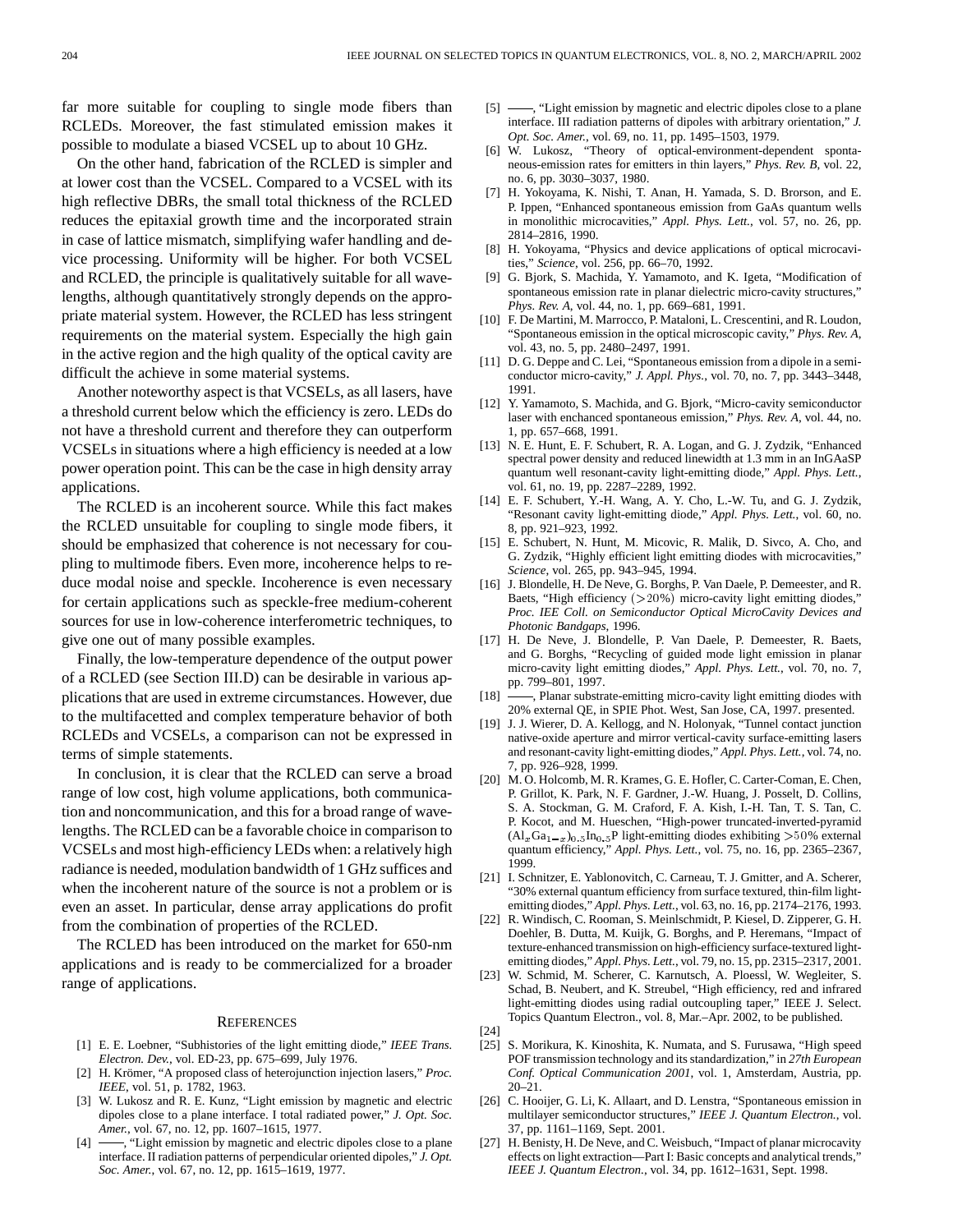far more suitable for coupling to single mode fibers than RCLEDs. Moreover, the fast stimulated emission makes it possible to modulate a biased VCSEL up to about 10 GHz.

On the other hand, fabrication of the RCLED is simpler and at lower cost than the VCSEL. Compared to a VCSEL with its high reflective DBRs, the small total thickness of the RCLED reduces the epitaxial growth time and the incorporated strain in case of lattice mismatch, simplifying wafer handling and device processing. Uniformity will be higher. For both VCSEL and RCLED, the principle is qualitatively suitable for all wavelengths, although quantitatively strongly depends on the appropriate material system. However, the RCLED has less stringent requirements on the material system. Especially the high gain in the active region and the high quality of the optical cavity are difficult the achieve in some material systems.

Another noteworthy aspect is that VCSELs, as all lasers, have a threshold current below which the efficiency is zero. LEDs do not have a threshold current and therefore they can outperform VCSELs in situations where a high efficiency is needed at a low power operation point. This can be the case in high density array applications.

The RCLED is an incoherent source. While this fact makes the RCLED unsuitable for coupling to single mode fibers, it should be emphasized that coherence is not necessary for coupling to multimode fibers. Even more, incoherence helps to reduce modal noise and speckle. Incoherence is even necessary for certain applications such as speckle-free medium-coherent sources for use in low-coherence interferometric techniques, to give one out of many possible examples.

Finally, the low-temperature dependence of the output power of a RCLED (see Section III.D) can be desirable in various applications that are used in extreme circumstances. However, due to the multifacetted and complex temperature behavior of both RCLEDs and VCSELs, a comparison can not be expressed in terms of simple statements.

In conclusion, it is clear that the RCLED can serve a broad range of low cost, high volume applications, both communication and noncommunication, and this for a broad range of wavelengths. The RCLED can be a favorable choice in comparison to VCSELs and most high-efficiency LEDs when: a relatively high radiance is needed, modulation bandwidth of 1 GHz suffices and when the incoherent nature of the source is not a problem or is even an asset. In particular, dense array applications do profit from the combination of properties of the RCLED.

The RCLED has been introduced on the market for 650-nm applications and is ready to be commercialized for a broader range of applications.

## REFERENCES

[1] E. E. Loebner, "Subhistories of the light emitting diode," *IEEE Trans. Electron. Dev.*, vol. ED-23, pp. 675–699, July 1976.

[2] H. Krömer, "A proposed class of heterojunction injection lasers," *Proc. IEEE*, vol. 51, p. 1782, 1963.

[3] W. Lukosz and R. E. Kunz, "Light emission by magnetic and electric dipoles close to a plane interface. I total radiated power," *J. Opt. Soc. Amer.*, vol. 67, no. 12, pp. 1607–1615, 1977.

[4] ——, "Light emission by magnetic and electric dipoles close to a plane interface. II radiation patterns of perpendicular oriented dipoles," *J. Opt. Soc. Amer.*, vol. 67, no. 12, pp. 1615–1619, 1977.

[5] ——, "Light emission by magnetic and electric dipoles close to a plane interface. III radiation patterns of dipoles with arbitrary orientation," *J. Opt. Soc. Amer.*, vol. 69, no. 11, pp. 1495–1503, 1979.

[6] W. Lukosz, "Theory of optical-environment-dependent spontaneous-emission rates for emitters in thin layers," *Phys. Rev. B*, vol. 22, no. 6, pp. 3030–3037, 1980.

[7] H. Yokoyama, K. Nishi, T. Anan, H. Yamada, S. D. Brorson, and E. P. Ippen, "Enhanced spontaneous emission from GaAs quantum wells in monolithic microcavities," *Appl. Phys. Lett.*, vol. 57, no. 26, pp. 2814–2816, 1990.

[8] H. Yokoyama, "Physics and device applications of optical microcavities," *Science*, vol. 256, pp. 66–70, 1992.

[9] G. Bjork, S. Machida, Y. Yamamoto, and K. Igeta, "Modification of spontaneous emission rate in planar dielectric micro-cavity structures," *Phys. Rev. A*, vol. 44, no. 1, pp. 669–681, 1991.

[10] F. De Martini, M. Marrocco, P. Mataloni, L. Crescentini, and R. Loudon, "Spontaneous emission in the optical microscopic cavity," *Phys. Rev. A*, vol. 43, no. 5, pp. 2480–2497, 1991.

[11] D. G. Deppe and C. Lei, "Spontaneous emission from a dipole in a semiconductor micro-cavity," *J. Appl. Phys.*, vol. 70, no. 7, pp. 3443–3448, 1991.

[12] Y. Yamamoto, S. Machida, and G. Bjork, "Micro-cavity semiconductor laser with enchanced spontaneous emission," *Phys. Rev. A*, vol. 44, no. 1, pp. 657–668, 1991.

[13] N. E. Hunt, E. F. Schubert, R. A. Logan, and G. J. Zydzik, "Enhanced spectral power density and reduced linewidth at 1.3 mm in an InGAaSP quantum well resonant-cavity light-emitting diode," *Appl. Phys. Lett.*, vol. 61, no. 19, pp. 2287–2289, 1992.

[14] E. F. Schubert, Y.-H. Wang, A. Y. Cho, L.-W. Tu, and G. J. Zydzik, "Resonant cavity light-emitting diode," *Appl. Phys. Lett.*, vol. 60, no. 8, pp. 921–923, 1992.

[15] E. Schubert, N. Hunt, M. Micovic, R. Malik, D. Sivco, A. Cho, and G. Zydzik, "Highly efficient light emitting diodes with microcavities," *Science*, vol. 265, pp. 943–945, 1994.

[16] J. Blondelle, H. De Neve, G. Borghs, P. Van Daele, P. Demeester, and R. Baets, "High efficiency ($>20\%$) micro-cavity light emitting diodes," *Proc. IEE Coll. on Semiconductor Optical MicroCavity Devices and Photonic Bandgaps*, 1996.

[17] H. De Neve, J. Blondelle, P. Van Daele, P. Demeester, R. Baets, and G. Borghs, "Recycling of guided mode light emission in planar micro-cavity light emitting diodes," *Appl. Phys. Lett.*, vol. 70, no. 7, pp. 799–801, 1997.

[18] ——, Planar substrate-emitting micro-cavity light emitting diodes with 20% external QE, in SPIE Phot. West, San Jose, CA, 1997. presented.

[19] J. J. Wierer, D. A. Kellogg, and N. Holonyak, "Tunnel contact junction native-oxide aperture and mirror vertical-cavity surface-emitting lasers and resonant-cavity light-emitting diodes," *Appl. Phys. Lett.*, vol. 74, no. 7, pp. 926–928, 1999.

[20] M. O. Holcomb, M. R. Krames, G. E. Hofler, C. Carter-Coman, E. Chen, P. Grillot, K. Park, N. F. Gardner, J.-W. Huang, J. Posselt, D. Collins, S. A. Stockman, G. M. Craford, F. A. Kish, I.-H. Tan, T. S. Tan, C. P. Kocot, and M. Hueschen, "High-power truncated-inverted-pyramid $(Al_xGa_{1-x})_{0.5}In_{0.5}P$ light-emitting diodes exhibiting $>50\%$ external quantum efficiency," *Appl. Phys. Lett.*, vol. 75, no. 16, pp. 2365–2367, 1999.

[21] I. Schnitzer, E. Yablonovitch, C. Carneau, T. J. Gmitter, and A. Scherer, "30% external quantum efficiency from surface textured, thin-film light-emitting diodes," *Appl. Phys. Lett.*, vol. 63, no. 16, pp. 2174–2176, 1993.

[22] R. Windisch, C. Rooman, S. Meinlschmidt, P. Kiesel, D. Zipperer, G. H. Doehler, B. Dutta, M. Kuijk, G. Borghs, and P. Heremans, "Impact of texture-enhanced transmission on high-efficiency surface-textured light-emitting diodes," *Appl. Phys. Lett.*, vol. 79, no. 15, pp. 2315–2317, 2001.

[23] W. Schmid, M. Scherer, C. Karnutsch, A. Ploessl, W. Wegleiter, S. Schad, B. Neubert, and K. Streubel, "High efficiency, red and infrared light-emitting diodes using radial outcoupling taper," IEEE J. Select. Topics Quantum Electron., vol. 8, Mar.–Apr. 2002, to be published.

[24]

[25] S. Morikura, K. Kinoshita, K. Numata, and S. Furusawa, "High speed POF transmission technology and its standardization," in *27th European Conf. Optical Communication 2001*, vol. 1, Amsterdam, Austria, pp. 20–21.

[26] C. Hooijer, G. Li, K. Allaart, and D. Lenstra, "Spontaneous emission in multilayer semiconductor structures," *IEEE J. Quantum Electron.*, vol. 37, pp. 1161–1169, Sept. 2001.

[27] H. Benisty, H. De Neve, and C. Weisbuch, "Impact of planar microcavity effects on light extraction—Part I: Basic concepts and analytical trends," *IEEE J. Quantum Electron.*, vol. 34, pp. 1612–1631, Sept. 1998.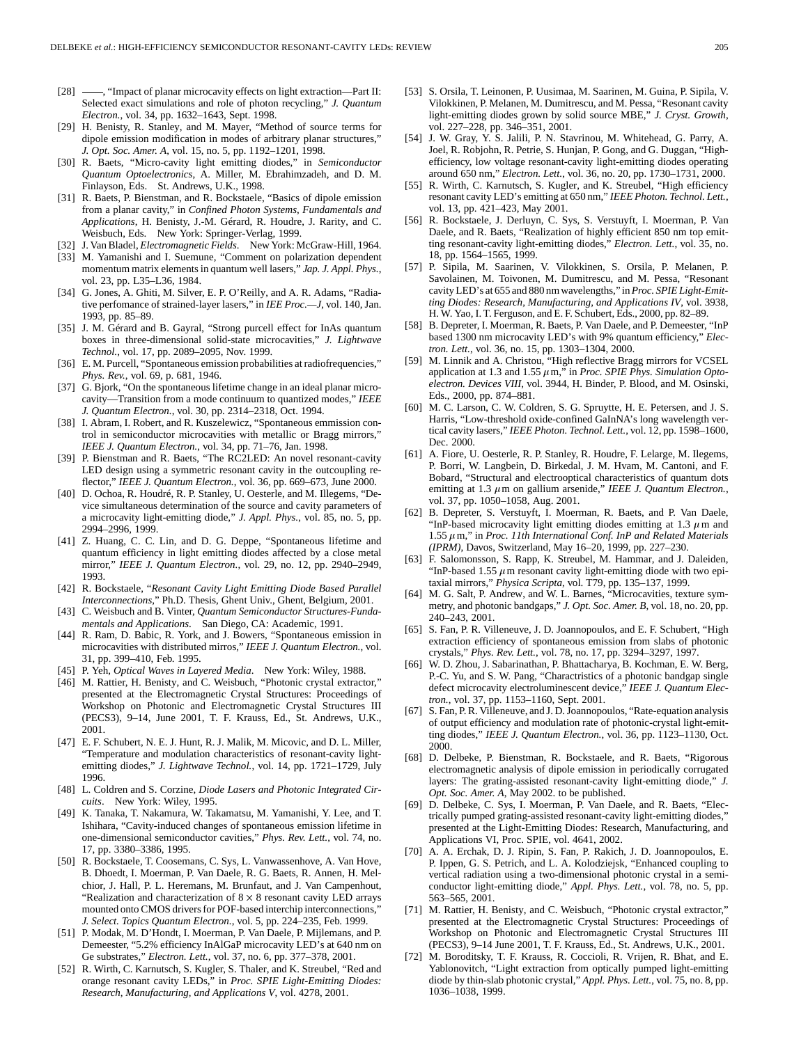[28] ——, "Impact of planar microcavity effects on light extraction—Part II: Selected exact simulations and role of photon recycling," *J. Quantum Electron.*, vol. 34, pp. 1632–1643, Sept. 1998.

[29] H. Benisty, R. Stanley, and M. Mayer, "Method of source terms for dipole emission modification in modes of arbitrary planar structures," *J. Opt. Soc. Amer. A*, vol. 15, no. 5, pp. 1192–1201, 1998.

[30] R. Baets, "Micro-cavity light emitting diodes," in *Semiconductor Quantum Optoelectronics*, A. Miller, M. Ebrahimzadeh, and D. M. Finlayson, Eds. St. Andrews, U.K., 1998.

[31] R. Baets, P. Bienstman, and R. Bockstaele, "Basics of dipole emission from a planar cavity," in *Confined Photon Systems, Fundamentals and Applications*, H. Benisty, J.-M. Gérard, R. Houdre, J. Rarity, and C. Weisbuch, Eds. New York: Springer-Verlag, 1999.

[32] J. Van Bladel, *Electromagnetic Fields*. New York: McGraw-Hill, 1964.

[33] M. Yamanishi and I. Suemune, "Comment on polarization dependent momentum matrix elements in quantum well lasers," *Jap. J. Appl. Phys.*, vol. 23, pp. L35–L36, 1984.

[34] G. Jones, A. Ghiti, M. Silver, E. P. O'Reilly, and A. R. Adams, "Radiative perfomance of strained-layer lasers," in *IEE Proc.—J*, vol. 140, Jan. 1993, pp. 85–89.

[35] J. M. Gérard and B. Gayral, "Strong purcell effect for InAs quantum boxes in three-dimensional solid-state microcavities," *J. Lightwave Technol.*, vol. 17, pp. 2089–2095, Nov. 1999.

[36] E. M. Purcell, "Spontaneous emission probabilities at radiofrequencies," *Phys. Rev.*, vol. 69, p. 681, 1946.

[37] G. Bjork, "On the spontaneous lifetime change in an ideal planar microcavity—Transition from a mode continuum to quantized modes," *IEEE J. Quantum Electron.*, vol. 30, pp. 2314–2318, Oct. 1994.

[38] I. Abram, I. Robert, and R. Kuszelewicz, "Spontaneous emmission control in semiconductor microcavities with metallic or Bragg mirrors," *IEEE J. Quantum Electron.*, vol. 34, pp. 71–76, Jan. 1998.

[39] P. Bienstman and R. Baets, "The RC2LED: An novel resonant-cavity LED design using a symmetric resonant cavity in the outcoupling reflector," *IEEE J. Quantum Electron.*, vol. 36, pp. 669–673, June 2000.

[40] D. Ochoa, R. Houdré, R. P. Stanley, U. Oesterle, and M. Illegems, "Device simultaneous determination of the source and cavity parameters of a microcavity light-emitting diode," *J. Appl. Phys.*, vol. 85, no. 5, pp. 2994–2996, 1999.

[41] Z. Huang, C. C. Lin, and D. G. Deppe, "Spontaneous lifetime and quantum efficiency in light emitting diodes affected by a close metal mirror," *IEEE J. Quantum Electron.*, vol. 29, no. 12, pp. 2940–2949, 1993.

[42] R. Bockstaele, "*Resonant Cavity Light Emitting Diode Based Parallel Interconnections*," Ph.D. Thesis, Ghent Univ., Ghent, Belgium, 2001.

[43] C. Weisbuch and B. Vinter, *Quantum Semiconductor Structures-Fundamentals and Applications*. San Diego, CA: Academic, 1991.

[44] R. Ram, D. Babic, R. York, and J. Bowers, "Spontaneous emission in microcavities with distributed mirros," *IEEE J. Quantum Electron.*, vol. 31, pp. 399–410, Feb. 1995.

[45] P. Yeh, *Optical Waves in Layered Media*. New York: Wiley, 1988.

[46] M. Rattier, H. Benisty, and C. Weisbuch, "Photonic crystal extractor," presented at the Electromagnetic Crystal Structures: Proceedings of Workshop on Photonic and Electromagnetic Crystal Structures III (PECS3), 9–14, June 2001, T. F. Krauss, Ed., St. Andrews, U.K., 2001.

[47] E. F. Schubert, N. E. J. Hunt, R. J. Malik, M. Micovic, and D. L. Miller, "Temperature and modulation characteristics of resonant-cavity light-emitting diodes," *J. Lightwave Technol.*, vol. 14, pp. 1721–1729, July 1996.

[48] L. Coldren and S. Corzine, *Diode Lasers and Photonic Integrated Circuits*. New York: Wiley, 1995.

[49] K. Tanaka, T. Nakamura, W. Takamatsu, M. Yamanishi, Y. Lee, and T. Ishihara, "Cavity-induced changes of spontaneous emission lifetime in one-dimensional semiconductor cavities," *Phys. Rev. Lett.*, vol. 74, no. 17, pp. 3380–3386, 1995.

[50] R. Bockstaele, T. Coosemans, C. Sys, L. Vanwassenhove, A. Van Hove, B. Dhoedt, I. Moerman, P. Van Daele, R. G. Baets, R. Annen, H. Melchior, J. Hall, P. L. Heremans, M. Brunfaut, and J. Van Campenhout, "Realization and characterization of $8 \times 8$ resonant cavity LED arrays mounted onto CMOS drivers for POF-based interchip interconnections," *J. Select. Topics Quantum Electron.*, vol. 5, pp. 224–235, Feb. 1999.

[51] P. Modak, M. D'Hondt, I. Moerman, P. Van Daele, P. Mijlemans, and P. Demeester, "5.2% efficiency InAlGaP microcavity LED's at 640 nm on Ge substrates," *Electron. Lett.*, vol. 37, no. 6, pp. 377–378, 2001.

[52] R. Wirth, C. Karnutsch, S. Kugler, S. Thaler, and K. Streubel, "Red and orange resonant cavity LEDs," in *Proc. SPIE Light-Emitting Diodes: Research, Manufacturing, and Applications V*, vol. 4278, 2001.

[53] S. Orsila, T. Leinonen, P. Uusimaa, M. Saarinen, M. Guina, P. Sipila, V. Vilokkinen, P. Melanen, M. Dumitrescu, and M. Pessa, "Resonant cavity light-emitting diodes grown by solid source MBE," *J. Cryst. Growth*, vol. 227–228, pp. 346–351, 2001.

[54] J. W. Gray, Y. S. Jalili, P. N. Stavrinou, M. Whitehead, G. Parry, A. Joel, R. Robjohn, R. Petrie, S. Hunjan, P. Gong, and G. Duggan, "High-efficiency, low voltage resonant-cavity light-emitting diodes operating around 650 nm," *Electron. Lett.*, vol. 36, no. 20, pp. 1730–1731, 2000.

[55] R. Wirth, C. Karnutsch, S. Kugler, and K. Streubel, "High efficiency resonant cavity LED's emitting at 650 nm," *IEEE Photon. Technol. Lett.*, vol. 13, pp. 421–423, May 2001.

[56] R. Bockstaele, J. Derluyn, C. Sys, S. Verstuyft, I. Moerman, P. Van Daele, and R. Baets, "Realization of highly efficient 850 nm top emitting resonant-cavity light-emitting diodes," *Electron. Lett.*, vol. 35, no. 18, pp. 1564–1565, 1999.

[57] P. Sipila, M. Saarinen, V. Vilokkinen, S. Orsila, P. Melanen, P. Savolainen, M. Toivonen, M. Dumitrescu, and M. Pessa, "Resonant cavity LED's at 655 and 880 nm wavelengths," in *Proc. SPIE Light-Emitting Diodes: Research, Manufacturing, and Applications IV*, vol. 3938, H. W. Yao, I. T. Ferguson, and E. F. Schubert, Eds., 2000, pp. 82–89.

[58] B. Depreter, I. Moerman, R. Baets, P. Van Daele, and P. Demeester, "InP based 1300 nm microcavity LED's with 9% quantum efficiency," *Electron. Lett.*, vol. 36, no. 15, pp. 1303–1304, 2000.

[59] M. Linnik and A. Christou, "High reflective Bragg mirrors for VCSEL application at 1.3 and 1.55 $\mu$m," in *Proc. SPIE Phys. Simulation Optoelectron. Devices VIII*, vol. 3944, H. Binder, P. Blood, and M. Osinski, Eds., 2000, pp. 874–881.

[60] M. C. Larson, C. W. Coldren, S. G. Spruytte, H. E. Petersen, and J. S. Harris, "Low-threshold oxide-confined GaInNA's long wavelength vertical cavity lasers," *IEEE Photon. Technol. Lett.*, vol. 12, pp. 1598–1600, Dec. 2000.

[61] A. Fiore, U. Oesterle, R. P. Stanley, R. Houdre, F. Lelarge, M. Ilegems, P. Borri, W. Langbein, D. Birkedal, J. M. Hvam, M. Cantoni, and F. Bobard, "Structural and electrooptical characteristics of quantum dots emitting at 1.3 $\mu$m on gallium arsenide," *IEEE J. Quantum Electron.*, vol. 37, pp. 1050–1058, Aug. 2001.

[62] B. Depreter, S. Verstuyft, I. Moerman, R. Baets, and P. Van Daele, "InP-based microcavity light emitting diodes emitting at 1.3 $\mu$m and 1.55 $\mu$m," in *Proc. 11th International Conf. InP and Related Materials (IPRM)*, Davos, Switzerland, May 16–20, 1999, pp. 227–230.

[63] F. Salomonsson, S. Rapp, K. Streubel, M. Hammar, and J. Daleiden, "InP-based 1.55 $\mu$m resonant cavity light-emitting diode with two epitaxial mirrors," *Physica Scripta*, vol. T79, pp. 135–137, 1999.

[64] M. G. Salt, P. Andrew, and W. L. Barnes, "Microcavities, texture symmetry, and photonic bandgaps," *J. Opt. Soc. Amer. B*, vol. 18, no. 20, pp. 240–243, 2001.

[65] S. Fan, P. R. Villeneuve, J. D. Joannopoulos, and E. F. Schubert, "High extraction efficiency of spontaneous emission from slabs of photonic crystals," *Phys. Rev. Lett.*, vol. 78, no. 17, pp. 3294–3297, 1997.

[66] W. D. Zhou, J. Sabarinathan, P. Bhattacharya, B. Kochman, E. W. Berg, P.-C. Yu, and S. W. Pang, "Charactristics of a photonic bandgap single defect microcavity electroluminescent device," *IEEE J. Quantum Electron.*, vol. 37, pp. 1153–1160, Sept. 2001.

[67] S. Fan, P. R. Villeneuve, and J. D. Joannopoulos, "Rate-equation analysis of output efficiency and modulation rate of photonic-crystal light-emitting diodes," *IEEE J. Quantum Electron.*, vol. 36, pp. 1123–1130, Oct. 2000.

[68] D. Delbeke, P. Bienstman, R. Bockstaele, and R. Baets, "Rigorous electromagnetic analysis of dipole emission in periodically corrugated layers: The grating-assisted resonant-cavity light-emitting diode," *J. Opt. Soc. Amer. A*, May 2002. to be published.

[69] D. Delbeke, C. Sys, I. Moerman, P. Van Daele, and R. Baets, "Electrically pumped grating-assisted resonant-cavity light-emitting diodes," presented at the Light-Emitting Diodes: Research, Manufacturing, and Applications VI, Proc. SPIE, vol. 4641, 2002.

[70] A. A. Erchak, D. J. Ripin, S. Fan, P. Rakich, J. D. Joannopoulos, E. P. Ippen, G. S. Petrich, and L. A. Kolodziejsk, "Enhanced coupling to vertical radiation using a two-dimensional photonic crystal in a semiconductor light-emitting diode," *Appl. Phys. Lett.*, vol. 78, no. 5, pp. 563–565, 2001.

[71] M. Rattier, H. Benisty, and C. Weisbuch, "Photonic crystal extractor," presented at the Electromagnetic Crystal Structures: Proceedings of Workshop on Photonic and Electromagnetic Crystal Structures III (PECS3), 9–14 June 2001, T. F. Krauss, Ed., St. Andrews, U.K., 2001.

[72] M. Boroditsky, T. F. Krauss, R. Coccioli, R. Vrijen, R. Bhat, and E. Yablonovitch, "Light extraction from optically pumped light-emitting diode by thin-slab photonic crystal," *Appl. Phys. Lett.*, vol. 75, no. 8, pp. 1036–1038, 1999.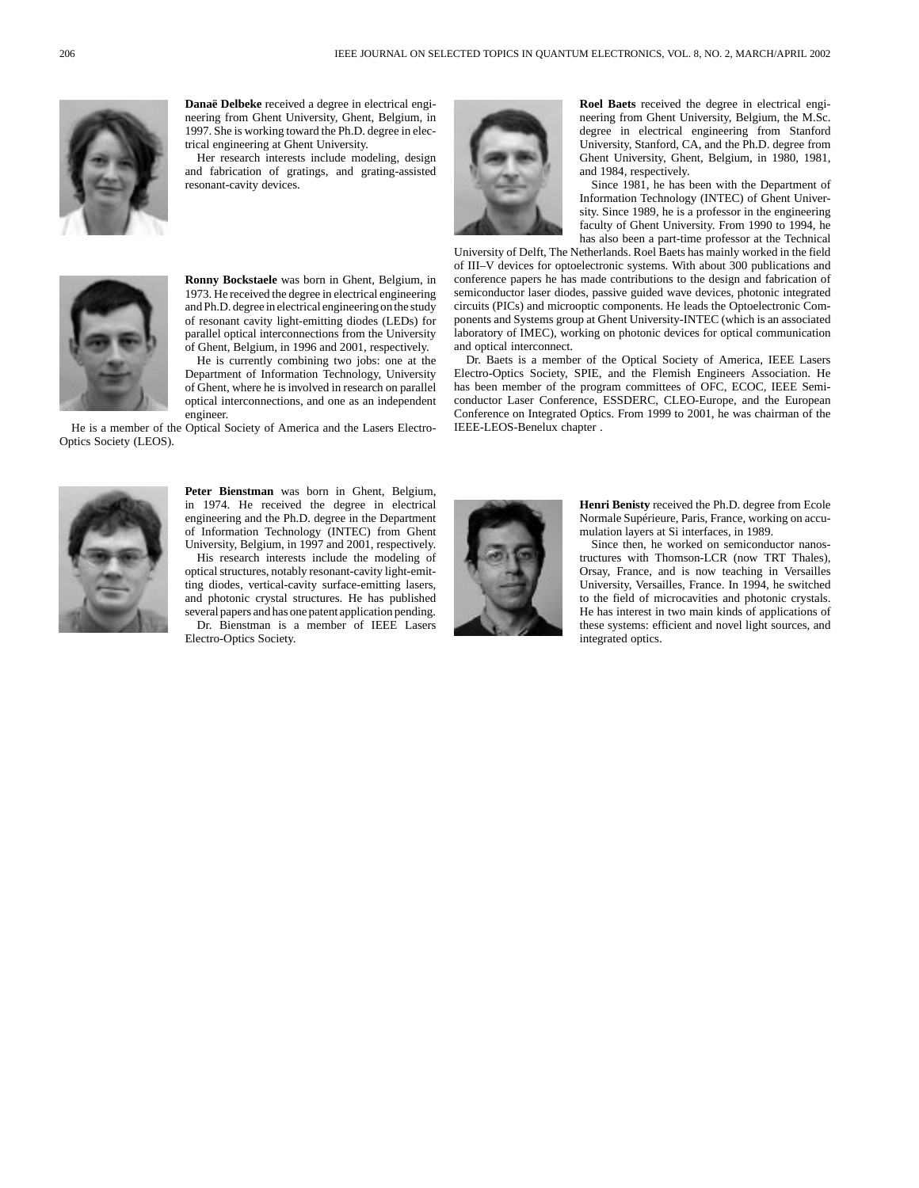**Danaë Delbeke** received a degree in electrical engineering from Ghent University, Ghent, Belgium, in 1997. She is working toward the Ph.D. degree in electrical engineering at Ghent University.

Her research interests include modeling, design and fabrication of gratings, and grating-assisted resonant-cavity devices.

**Ronny Bockstaele** was born in Ghent, Belgium, in 1973. He received the degree in electrical engineering and Ph.D. degree in electrical engineering on the study of resonant cavity light-emitting diodes (LEDs) for parallel optical interconnections from the University of Ghent, Belgium, in 1996 and 2001, respectively.

He is currently combining two jobs: one at the Department of Information Technology, University of Ghent, where he is involved in research on parallel optical interconnections, and one as an independent engineer.

He is a member of the Optical Society of America and the Lasers Electro-Optics Society (LEOS).

**Peter Bienstman** was born in Ghent, Belgium, in 1974. He received the degree in electrical engineering and the Ph.D. degree in the Department of Information Technology (INTEC) from Ghent University, Belgium, in 1997 and 2001, respectively.

His research interests include the modeling of optical structures, notably resonant-cavity light-emitting diodes, vertical-cavity surface-emitting lasers, and photonic crystal structures. He has published several papers and has one patent application pending.

Dr. Bienstman is a member of IEEE Lasers Electro-Optics Society.

**Roel Baets** received the degree in electrical engineering from Ghent University, Belgium, the M.Sc. degree in electrical engineering from Stanford University, Stanford, CA, and the Ph.D. degree from Ghent University, Ghent, Belgium, in 1980, 1981, and 1984, respectively.

Since 1981, he has been with the Department of Information Technology (INTEC) of Ghent University. Since 1989, he is a professor in the engineering faculty of Ghent University. From 1990 to 1994, he has also been a part-time professor at the Technical University of Delft, The Netherlands. Roel Baets has mainly worked in the field of III–V devices for optoelectronic systems. With about 300 publications and conference papers he has made contributions to the design and fabrication of semiconductor laser diodes, passive guided wave devices, photonic integrated circuits (PICs) and microoptic components. He leads the Optoelectronic Components and Systems group at Ghent University-INTEC (which is an associated laboratory of IMEC), working on photonic devices for optical communication and optical interconnect.

Dr. Baets is a member of the Optical Society of America, IEEE Lasers Electro-Optics Society, SPIE, and the Flemish Engineers Association. He has been member of the program committees of OFC, ECOC, IEEE Semiconductor Laser Conference, ESSDERC, CLEO-Europe, and the European Conference on Integrated Optics. From 1999 to 2001, he was chairman of the IEEE-LEOS-Benelux chapter .

**Henri Benisty** received the Ph.D. degree from Ecole Normale Supérieure, Paris, France, working on accumulation layers at Si interfaces, in 1989.

Since then, he worked on semiconductor nanostructures with Thomson-LCR (now TRT Thales), Orsay, France, and is now teaching in Versailles University, Versailles, France. In 1994, he switched to the field of microcavities and photonic crystals. He has interest in two main kinds of applications of these systems: efficient and novel light sources, and integrated optics.